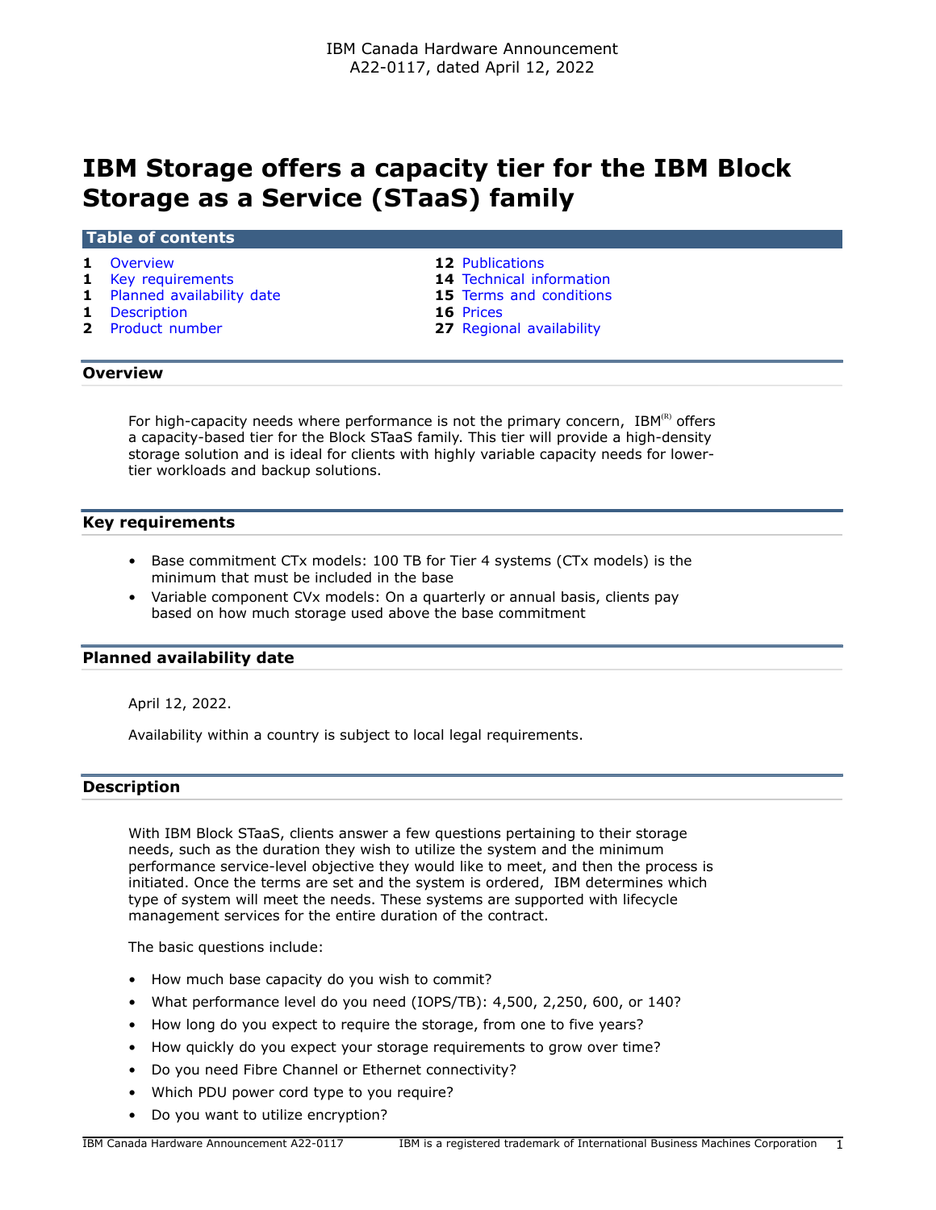IBM Canada Hardware Announcement
A22-0117, dated April 12, 2022

# IBM Storage offers a capacity tier for the IBM Block Storage as a Service (STaaS) family

## Table of contents

| | | | |
|---|---|---|---|
| 1 | Overview | 12 | Publications |
| 1 | Key requirements | 14 | Technical information |
| 1 | Planned availability date | 15 | Terms and conditions |
| 1 | Description | 16 | Prices |
| 2 | Product number | 27 | Regional availability |

## Overview

For high-capacity needs where performance is not the primary concern, IBM(R) offers a capacity-based tier for the Block STaaS family. This tier will provide a high-density storage solution and is ideal for clients with highly variable capacity needs for lower-tier workloads and backup solutions.

## Key requirements

- Base commitment CTx models: 100 TB for Tier 4 systems (CTx models) is the minimum that must be included in the base
- Variable component CVx models: On a quarterly or annual basis, clients pay based on how much storage used above the base commitment

## Planned availability date

April 12, 2022.

Availability within a country is subject to local legal requirements.

## Description

With IBM Block STaaS, clients answer a few questions pertaining to their storage needs, such as the duration they wish to utilize the system and the minimum performance service-level objective they would like to meet, and then the process is initiated. Once the terms are set and the system is ordered, IBM determines which type of system will meet the needs. These systems are supported with lifecycle management services for the entire duration of the contract.

The basic questions include:

- How much base capacity do you wish to commit?
- What performance level do you need (IOPS/TB): 4,500, 2,250, 600, or 140?
- How long do you expect to require the storage, from one to five years?
- How quickly do you expect your storage requirements to grow over time?
- Do you need Fibre Channel or Ethernet connectivity?
- Which PDU power cord type to you require?
- Do you want to utilize encryption?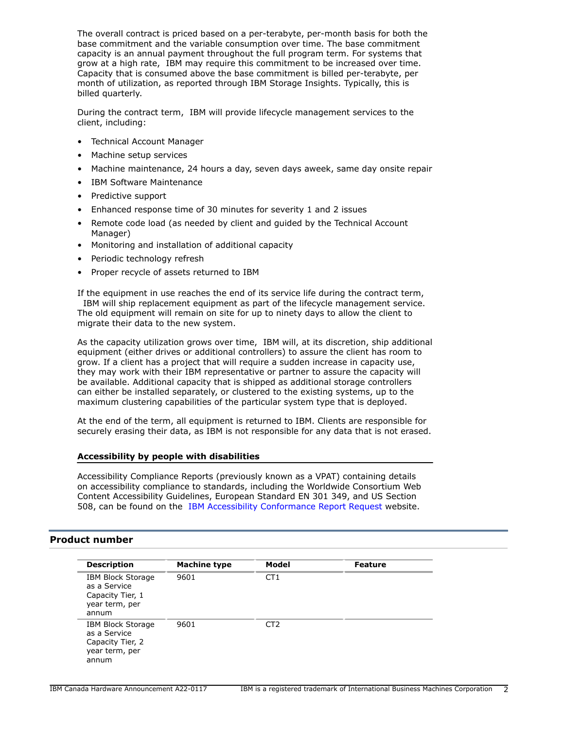The overall contract is priced based on a per-terabyte, per-month basis for both the base commitment and the variable consumption over time. The base commitment capacity is an annual payment throughout the full program term. For systems that grow at a high rate, IBM may require this commitment to be increased over time. Capacity that is consumed above the base commitment is billed per-terabyte, per month of utilization, as reported through IBM Storage Insights. Typically, this is billed quarterly.

During the contract term, IBM will provide lifecycle management services to the client, including:

- Technical Account Manager
- Machine setup services
- Machine maintenance, 24 hours a day, seven days aweek, same day onsite repair
- IBM Software Maintenance
- Predictive support
- Enhanced response time of 30 minutes for severity 1 and 2 issues
- Remote code load (as needed by client and guided by the Technical Account Manager)
- Monitoring and installation of additional capacity
- Periodic technology refresh
- Proper recycle of assets returned to IBM

If the equipment in use reaches the end of its service life during the contract term, IBM will ship replacement equipment as part of the lifecycle management service. The old equipment will remain on site for up to ninety days to allow the client to migrate their data to the new system.

As the capacity utilization grows over time, IBM will, at its discretion, ship additional equipment (either drives or additional controllers) to assure the client has room to grow. If a client has a project that will require a sudden increase in capacity use, they may work with their IBM representative or partner to assure the capacity will be available. Additional capacity that is shipped as additional storage controllers can either be installed separately, or clustered to the existing systems, up to the maximum clustering capabilities of the particular system type that is deployed.

At the end of the term, all equipment is returned to IBM. Clients are responsible for securely erasing their data, as IBM is not responsible for any data that is not erased.

### Accessibility by people with disabilities

Accessibility Compliance Reports (previously known as a VPAT) containing details on accessibility compliance to standards, including the Worldwide Consortium Web Content Accessibility Guidelines, European Standard EN 301 349, and US Section 508, can be found on the IBM Accessibility Conformance Report Request website.

## Product number

| Description | Machine type | Model | Feature |
|---|---|---|---|
| IBM Block Storage as a Service Capacity Tier, 1 year term, per annum | 9601 | CT1 | |
| IBM Block Storage as a Service Capacity Tier, 2 year term, per annum | 9601 | CT2 | |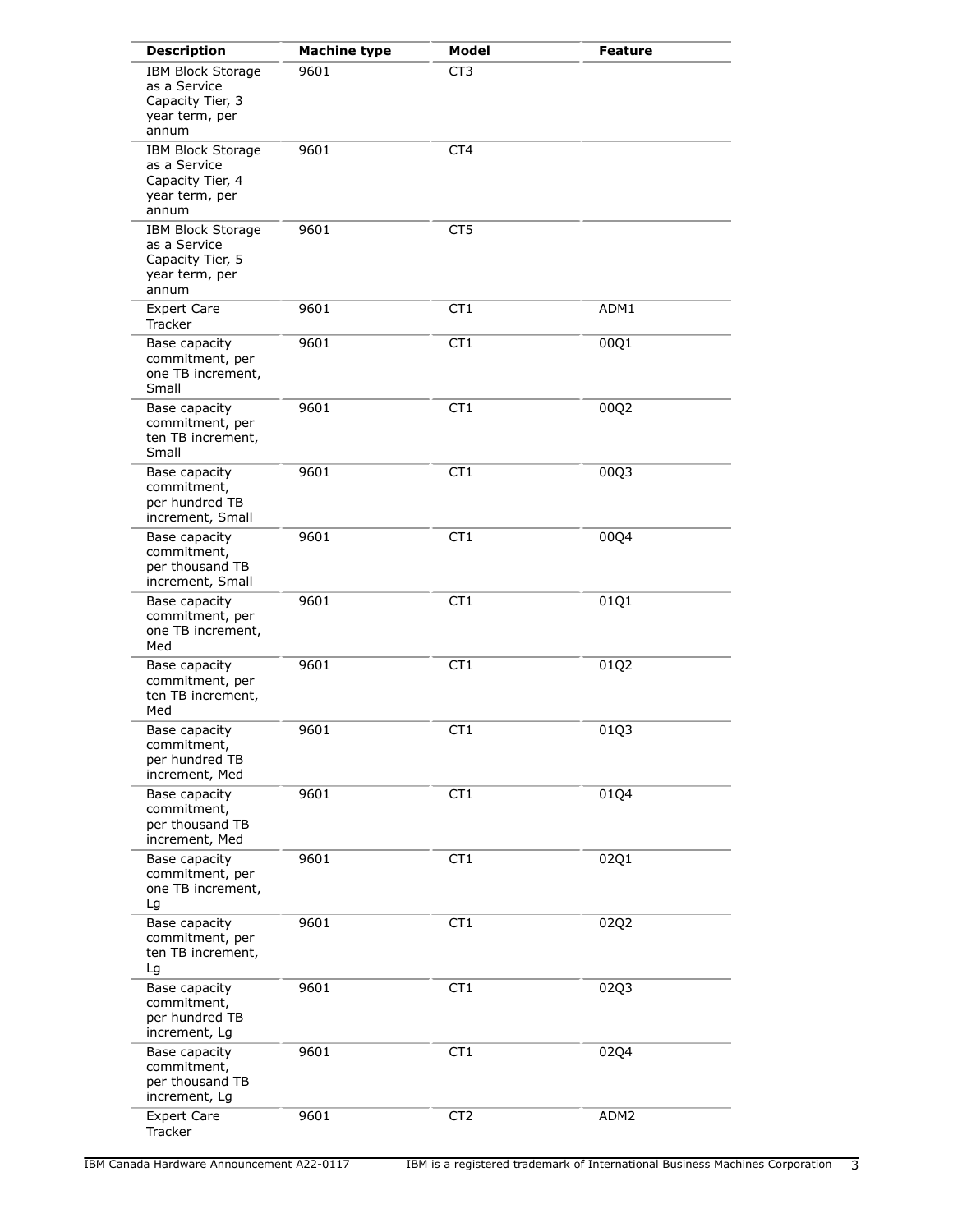| Description | Machine type | Model | Feature |
|---|---|---|---|
| IBM Block Storage as a Service Capacity Tier, 3 year term, per annum | 9601 | CT3 | |
| IBM Block Storage as a Service Capacity Tier, 4 year term, per annum | 9601 | CT4 | |
| IBM Block Storage as a Service Capacity Tier, 5 year term, per annum | 9601 | CT5 | |
| Expert Care Tracker | 9601 | CT1 | ADM1 |
| Base capacity commitment, per one TB increment, Small | 9601 | CT1 | 00Q1 |
| Base capacity commitment, per ten TB increment, Small | 9601 | CT1 | 00Q2 |
| Base capacity commitment, per hundred TB increment, Small | 9601 | CT1 | 00Q3 |
| Base capacity commitment, per thousand TB increment, Small | 9601 | CT1 | 00Q4 |
| Base capacity commitment, per one TB increment, Med | 9601 | CT1 | 01Q1 |
| Base capacity commitment, per ten TB increment, Med | 9601 | CT1 | 01Q2 |
| Base capacity commitment, per hundred TB increment, Med | 9601 | CT1 | 01Q3 |
| Base capacity commitment, per thousand TB increment, Med | 9601 | CT1 | 01Q4 |
| Base capacity commitment, per one TB increment, Lg | 9601 | CT1 | 02Q1 |
| Base capacity commitment, per ten TB increment, Lg | 9601 | CT1 | 02Q2 |
| Base capacity commitment, per hundred TB increment, Lg | 9601 | CT1 | 02Q3 |
| Base capacity commitment, per thousand TB increment, Lg | 9601 | CT1 | 02Q4 |
| Expert Care Tracker | 9601 | CT2 | ADM2 |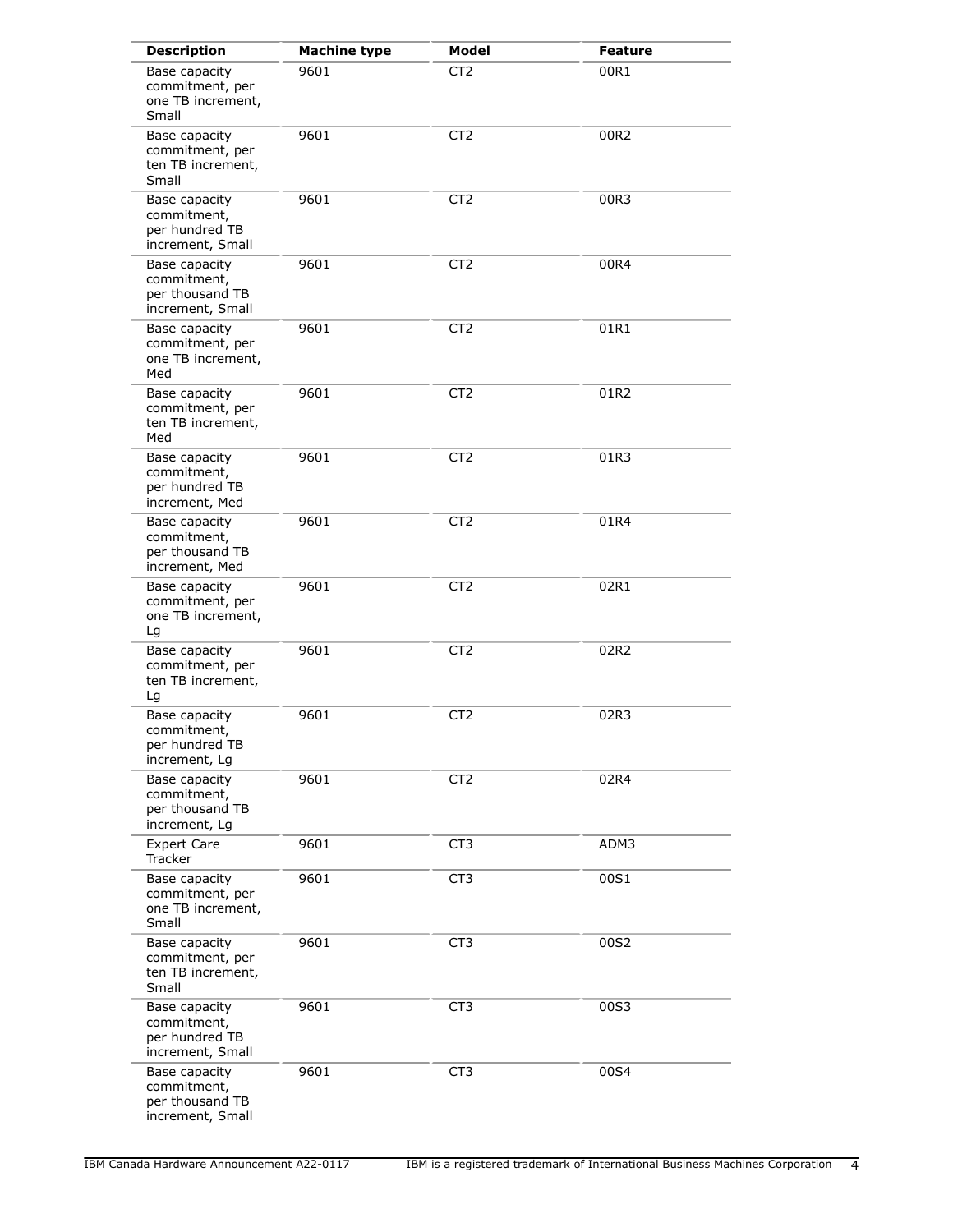| Description | Machine type | Model | Feature |
|---|---|---|---|
| Base capacity commitment, per one TB increment, Small | 9601 | CT2 | 00R1 |
| Base capacity commitment, per ten TB increment, Small | 9601 | CT2 | 00R2 |
| Base capacity commitment, per hundred TB increment, Small | 9601 | CT2 | 00R3 |
| Base capacity commitment, per thousand TB increment, Small | 9601 | CT2 | 00R4 |
| Base capacity commitment, per one TB increment, Med | 9601 | CT2 | 01R1 |
| Base capacity commitment, per ten TB increment, Med | 9601 | CT2 | 01R2 |
| Base capacity commitment, per hundred TB increment, Med | 9601 | CT2 | 01R3 |
| Base capacity commitment, per thousand TB increment, Med | 9601 | CT2 | 01R4 |
| Base capacity commitment, per one TB increment, Lg | 9601 | CT2 | 02R1 |
| Base capacity commitment, per ten TB increment, Lg | 9601 | CT2 | 02R2 |
| Base capacity commitment, per hundred TB increment, Lg | 9601 | CT2 | 02R3 |
| Base capacity commitment, per thousand TB increment, Lg | 9601 | CT2 | 02R4 |
| Expert Care Tracker | 9601 | CT3 | ADM3 |
| Base capacity commitment, per one TB increment, Small | 9601 | CT3 | 00S1 |
| Base capacity commitment, per ten TB increment, Small | 9601 | CT3 | 00S2 |
| Base capacity commitment, per hundred TB increment, Small | 9601 | CT3 | 00S3 |
| Base capacity commitment, per thousand TB increment, Small | 9601 | CT3 | 00S4 |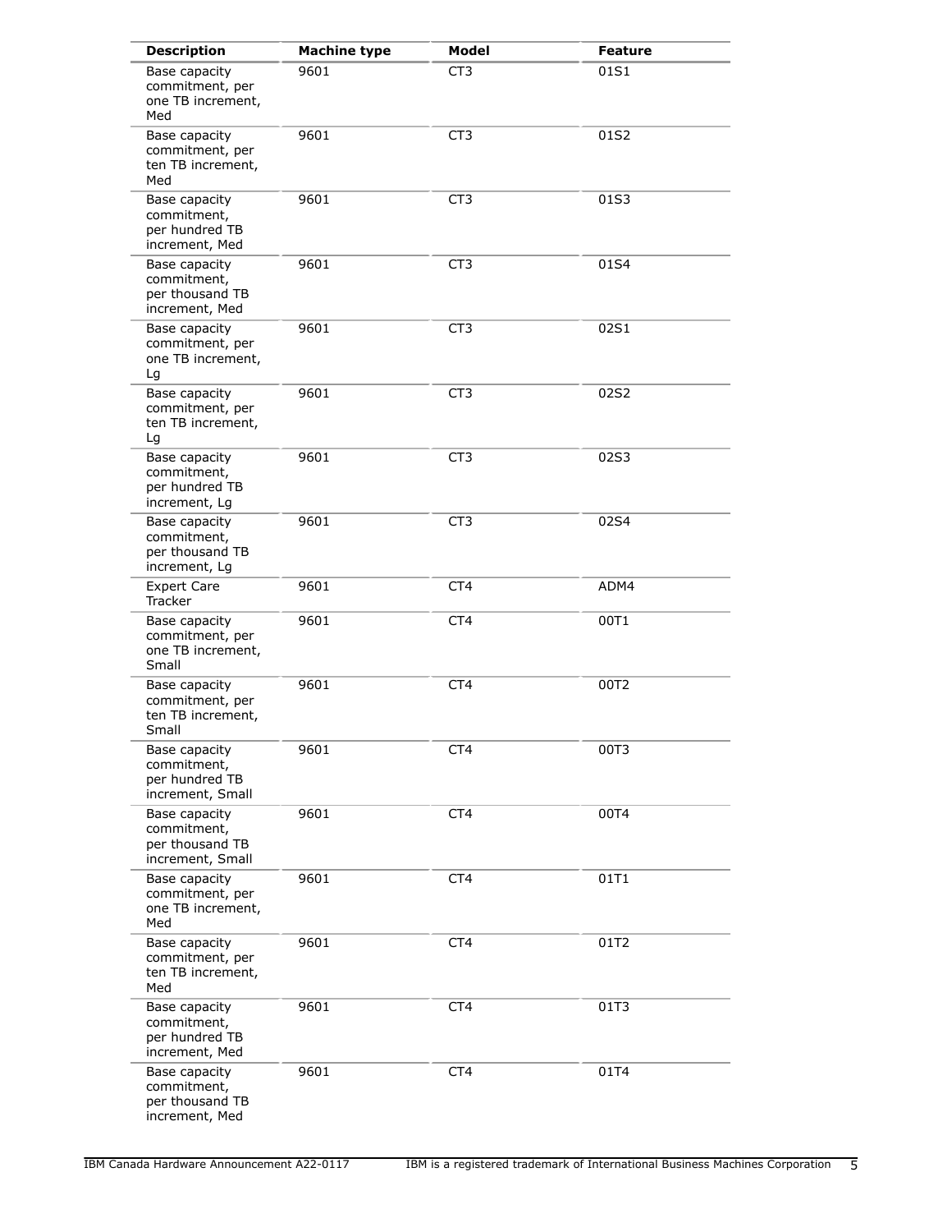| Description | Machine type | Model | Feature |
|---|---|---|---|
| Base capacity commitment, per one TB increment, Med | 9601 | CT3 | 01S1 |
| Base capacity commitment, per ten TB increment, Med | 9601 | CT3 | 01S2 |
| Base capacity commitment, per hundred TB increment, Med | 9601 | CT3 | 01S3 |
| Base capacity commitment, per thousand TB increment, Med | 9601 | CT3 | 01S4 |
| Base capacity commitment, per one TB increment, Lg | 9601 | CT3 | 02S1 |
| Base capacity commitment, per ten TB increment, Lg | 9601 | CT3 | 02S2 |
| Base capacity commitment, per hundred TB increment, Lg | 9601 | CT3 | 02S3 |
| Base capacity commitment, per thousand TB increment, Lg | 9601 | CT3 | 02S4 |
| Expert Care Tracker | 9601 | CT4 | ADM4 |
| Base capacity commitment, per one TB increment, Small | 9601 | CT4 | 00T1 |
| Base capacity commitment, per ten TB increment, Small | 9601 | CT4 | 00T2 |
| Base capacity commitment, per hundred TB increment, Small | 9601 | CT4 | 00T3 |
| Base capacity commitment, per thousand TB increment, Small | 9601 | CT4 | 00T4 |
| Base capacity commitment, per one TB increment, Med | 9601 | CT4 | 01T1 |
| Base capacity commitment, per ten TB increment, Med | 9601 | CT4 | 01T2 |
| Base capacity commitment, per hundred TB increment, Med | 9601 | CT4 | 01T3 |
| Base capacity commitment, per thousand TB increment, Med | 9601 | CT4 | 01T4 |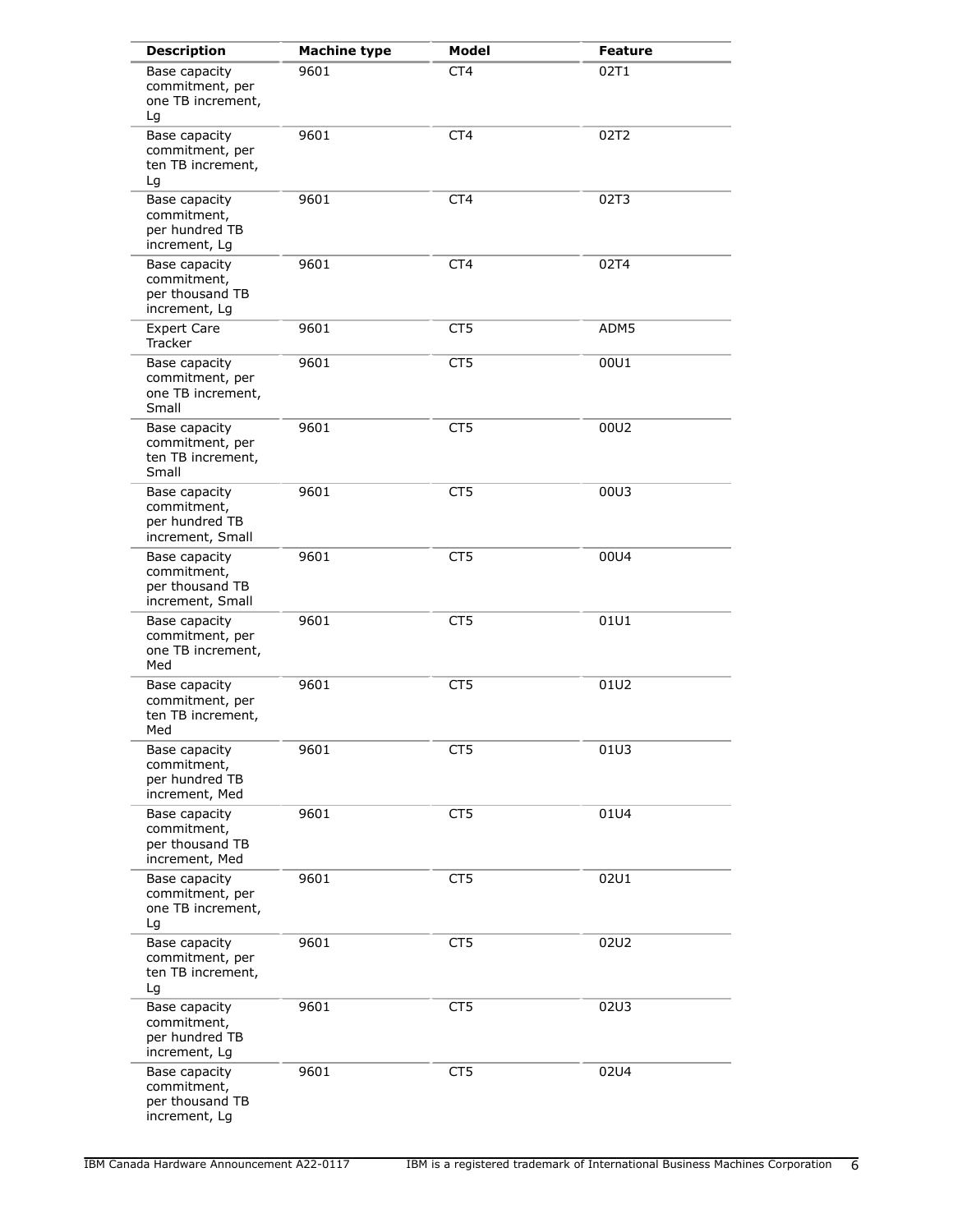| Description | Machine type | Model | Feature |
| --- | --- | --- | --- |
| Base capacity commitment, per one TB increment, Lg | 9601 | CT4 | 02T1 |
| Base capacity commitment, per ten TB increment, Lg | 9601 | CT4 | 02T2 |
| Base capacity commitment, per hundred TB increment, Lg | 9601 | CT4 | 02T3 |
| Base capacity commitment, per thousand TB increment, Lg | 9601 | CT4 | 02T4 |
| Expert Care Tracker | 9601 | CT5 | ADM5 |
| Base capacity commitment, per one TB increment, Small | 9601 | CT5 | 00U1 |
| Base capacity commitment, per ten TB increment, Small | 9601 | CT5 | 00U2 |
| Base capacity commitment, per hundred TB increment, Small | 9601 | CT5 | 00U3 |
| Base capacity commitment, per thousand TB increment, Small | 9601 | CT5 | 00U4 |
| Base capacity commitment, per one TB increment, Med | 9601 | CT5 | 01U1 |
| Base capacity commitment, per ten TB increment, Med | 9601 | CT5 | 01U2 |
| Base capacity commitment, per hundred TB increment, Med | 9601 | CT5 | 01U3 |
| Base capacity commitment, per thousand TB increment, Med | 9601 | CT5 | 01U4 |
| Base capacity commitment, per one TB increment, Lg | 9601 | CT5 | 02U1 |
| Base capacity commitment, per ten TB increment, Lg | 9601 | CT5 | 02U2 |
| Base capacity commitment, per hundred TB increment, Lg | 9601 | CT5 | 02U3 |
| Base capacity commitment, per thousand TB increment, Lg | 9601 | CT5 | 02U4 |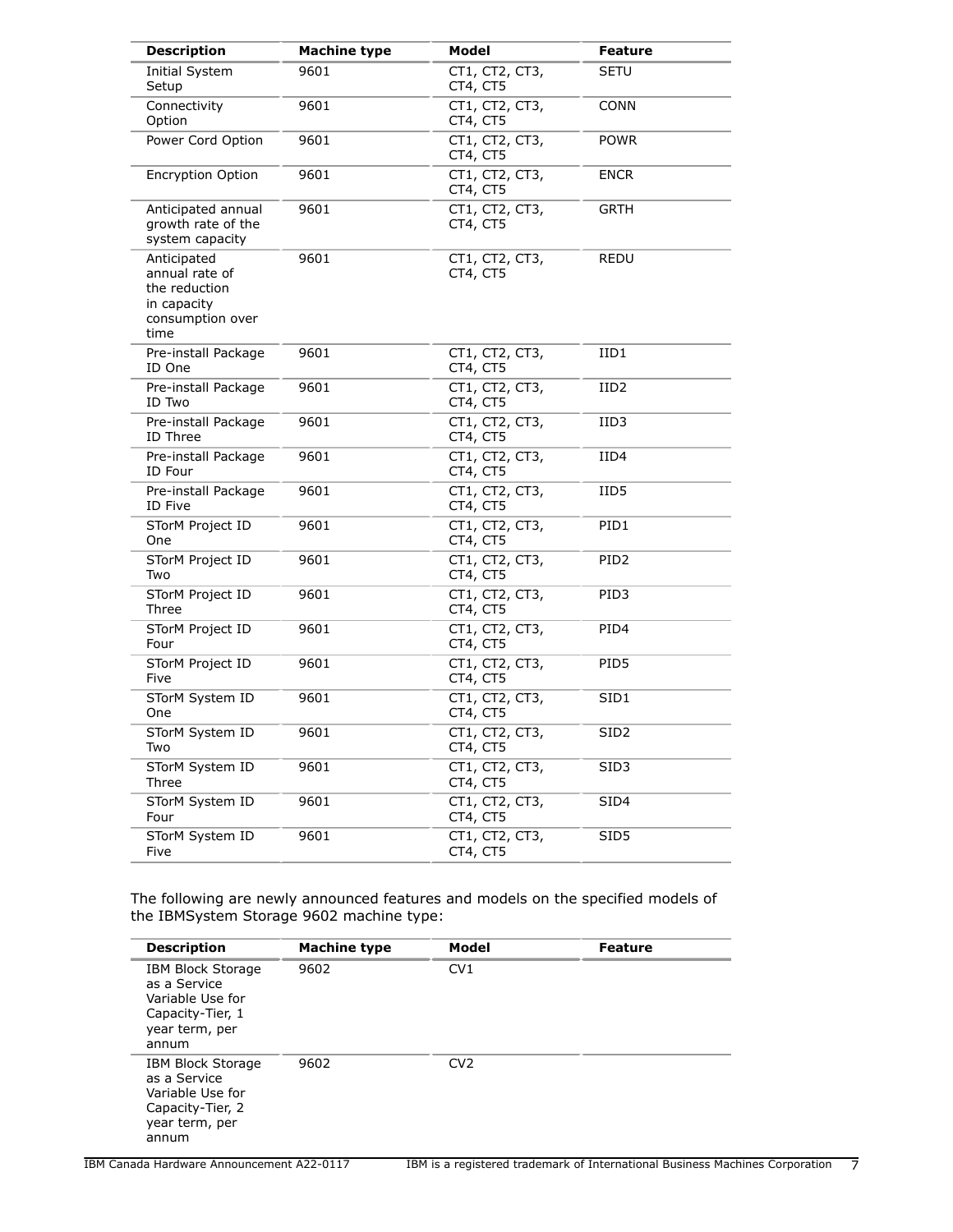| Description | Machine type | Model | Feature |
|---|---|---|---|
| Initial System Setup | 9601 | CT1, CT2, CT3, CT4, CT5 | SETU |
| Connectivity Option | 9601 | CT1, CT2, CT3, CT4, CT5 | CONN |
| Power Cord Option | 9601 | CT1, CT2, CT3, CT4, CT5 | POWR |
| Encryption Option | 9601 | CT1, CT2, CT3, CT4, CT5 | ENCR |
| Anticipated annual growth rate of the system capacity | 9601 | CT1, CT2, CT3, CT4, CT5 | GRTH |
| Anticipated annual rate of the reduction in capacity consumption over time | 9601 | CT1, CT2, CT3, CT4, CT5 | REDU |
| Pre-install Package ID One | 9601 | CT1, CT2, CT3, CT4, CT5 | IID1 |
| Pre-install Package ID Two | 9601 | CT1, CT2, CT3, CT4, CT5 | IID2 |
| Pre-install Package ID Three | 9601 | CT1, CT2, CT3, CT4, CT5 | IID3 |
| Pre-install Package ID Four | 9601 | CT1, CT2, CT3, CT4, CT5 | IID4 |
| Pre-install Package ID Five | 9601 | CT1, CT2, CT3, CT4, CT5 | IID5 |
| STorM Project ID One | 9601 | CT1, CT2, CT3, CT4, CT5 | PID1 |
| STorM Project ID Two | 9601 | CT1, CT2, CT3, CT4, CT5 | PID2 |
| STorM Project ID Three | 9601 | CT1, CT2, CT3, CT4, CT5 | PID3 |
| STorM Project ID Four | 9601 | CT1, CT2, CT3, CT4, CT5 | PID4 |
| STorM Project ID Five | 9601 | CT1, CT2, CT3, CT4, CT5 | PID5 |
| STorM System ID One | 9601 | CT1, CT2, CT3, CT4, CT5 | SID1 |
| STorM System ID Two | 9601 | CT1, CT2, CT3, CT4, CT5 | SID2 |
| STorM System ID Three | 9601 | CT1, CT2, CT3, CT4, CT5 | SID3 |
| STorM System ID Four | 9601 | CT1, CT2, CT3, CT4, CT5 | SID4 |
| STorM System ID Five | 9601 | CT1, CT2, CT3, CT4, CT5 | SID5 |

The following are newly announced features and models on the specified models of the IBMSystem Storage 9602 machine type:

| Description | Machine type | Model | Feature |
|---|---|---|---|
| IBM Block Storage as a Service Variable Use for Capacity-Tier, 1 year term, per annum | 9602 | CV1 | |
| IBM Block Storage as a Service Variable Use for Capacity-Tier, 2 year term, per annum | 9602 | CV2 | |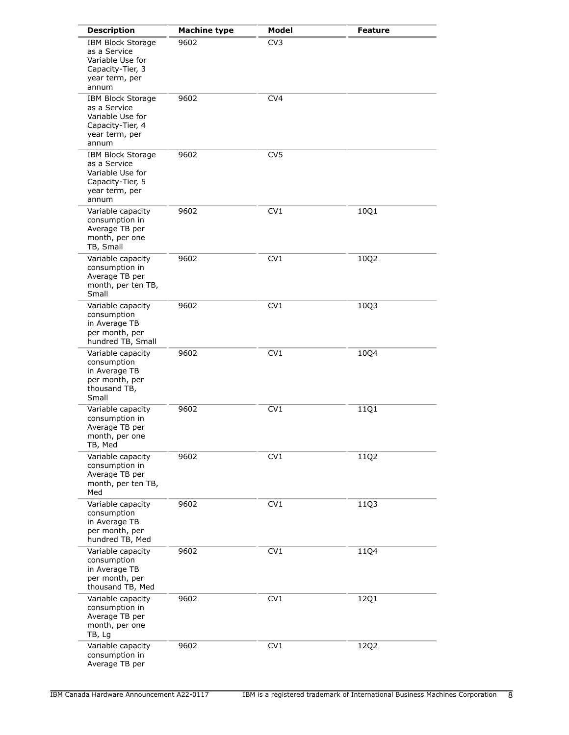| Description | Machine type | Model | Feature |
| --- | --- | --- | --- |
| IBM Block Storage as a Service Variable Use for Capacity-Tier, 3 year term, per annum | 9602 | CV3 | |
| IBM Block Storage as a Service Variable Use for Capacity-Tier, 4 year term, per annum | 9602 | CV4 | |
| IBM Block Storage as a Service Variable Use for Capacity-Tier, 5 year term, per annum | 9602 | CV5 | |
| Variable capacity consumption in Average TB per month, per one TB, Small | 9602 | CV1 | 10Q1 |
| Variable capacity consumption in Average TB per month, per ten TB, Small | 9602 | CV1 | 10Q2 |
| Variable capacity consumption in Average TB per month, per hundred TB, Small | 9602 | CV1 | 10Q3 |
| Variable capacity consumption in Average TB per month, per thousand TB, Small | 9602 | CV1 | 10Q4 |
| Variable capacity consumption in Average TB per month, per one TB, Med | 9602 | CV1 | 11Q1 |
| Variable capacity consumption in Average TB per month, per ten TB, Med | 9602 | CV1 | 11Q2 |
| Variable capacity consumption in Average TB per month, per hundred TB, Med | 9602 | CV1 | 11Q3 |
| Variable capacity consumption in Average TB per month, per thousand TB, Med | 9602 | CV1 | 11Q4 |
| Variable capacity consumption in Average TB per month, per one TB, Lg | 9602 | CV1 | 12Q1 |
| Variable capacity consumption in Average TB per | 9602 | CV1 | 12Q2 |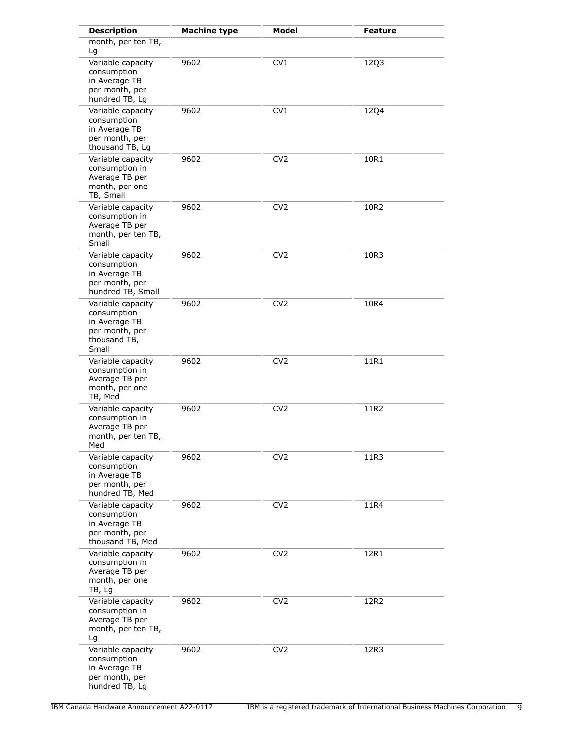| Description | Machine type | Model | Feature |
|---|---|---|---|
| month, per ten TB, Lg | | | |
| Variable capacity consumption in Average TB per month, per hundred TB, Lg | 9602 | CV1 | 12Q3 |
| Variable capacity consumption in Average TB per month, per thousand TB, Lg | 9602 | CV1 | 12Q4 |
| Variable capacity consumption in Average TB per month, per one TB, Small | 9602 | CV2 | 10R1 |
| Variable capacity consumption in Average TB per month, per ten TB, Small | 9602 | CV2 | 10R2 |
| Variable capacity consumption in Average TB per month, per hundred TB, Small | 9602 | CV2 | 10R3 |
| Variable capacity consumption in Average TB per month, per thousand TB, Small | 9602 | CV2 | 10R4 |
| Variable capacity consumption in Average TB per month, per one TB, Med | 9602 | CV2 | 11R1 |
| Variable capacity consumption in Average TB per month, per ten TB, Med | 9602 | CV2 | 11R2 |
| Variable capacity consumption in Average TB per month, per hundred TB, Med | 9602 | CV2 | 11R3 |
| Variable capacity consumption in Average TB per month, per thousand TB, Med | 9602 | CV2 | 11R4 |
| Variable capacity consumption in Average TB per month, per one TB, Lg | 9602 | CV2 | 12R1 |
| Variable capacity consumption in Average TB per month, per ten TB, Lg | 9602 | CV2 | 12R2 |
| Variable capacity consumption in Average TB per month, per hundred TB, Lg | 9602 | CV2 | 12R3 |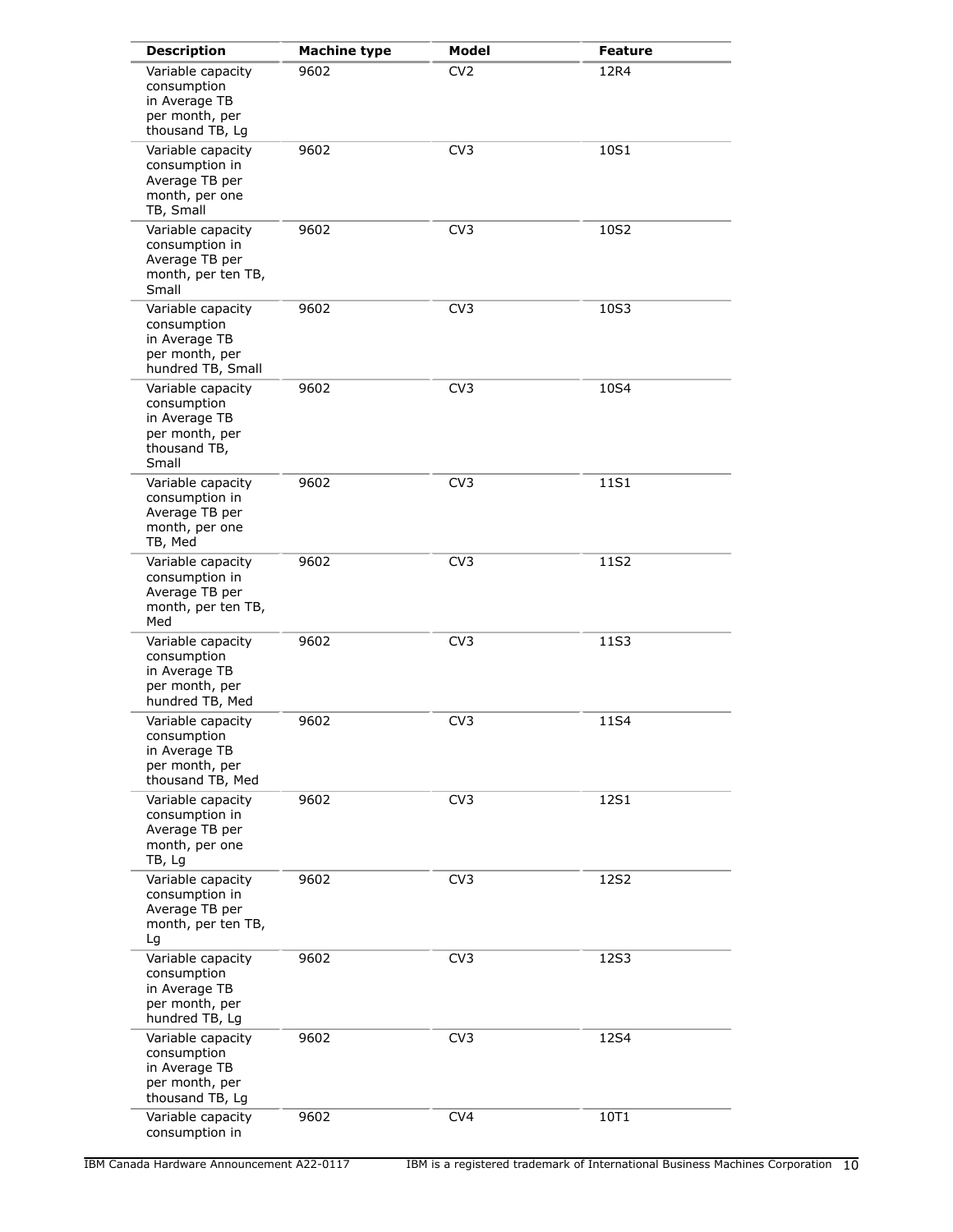| Description | Machine type | Model | Feature |
| --- | --- | --- | --- |
| Variable capacity consumption in Average TB per month, per thousand TB, Lg | 9602 | CV2 | 12R4 |
| Variable capacity consumption in Average TB per month, per one TB, Small | 9602 | CV3 | 10S1 |
| Variable capacity consumption in Average TB per month, per ten TB, Small | 9602 | CV3 | 10S2 |
| Variable capacity consumption in Average TB per month, per hundred TB, Small | 9602 | CV3 | 10S3 |
| Variable capacity consumption in Average TB per month, per thousand TB, Small | 9602 | CV3 | 10S4 |
| Variable capacity consumption in Average TB per month, per one TB, Med | 9602 | CV3 | 11S1 |
| Variable capacity consumption in Average TB per month, per ten TB, Med | 9602 | CV3 | 11S2 |
| Variable capacity consumption in Average TB per month, per hundred TB, Med | 9602 | CV3 | 11S3 |
| Variable capacity consumption in Average TB per month, per thousand TB, Med | 9602 | CV3 | 11S4 |
| Variable capacity consumption in Average TB per month, per one TB, Lg | 9602 | CV3 | 12S1 |
| Variable capacity consumption in Average TB per month, per ten TB, Lg | 9602 | CV3 | 12S2 |
| Variable capacity consumption in Average TB per month, per hundred TB, Lg | 9602 | CV3 | 12S3 |
| Variable capacity consumption in Average TB per month, per thousand TB, Lg | 9602 | CV3 | 12S4 |
| Variable capacity consumption in | 9602 | CV4 | 10T1 |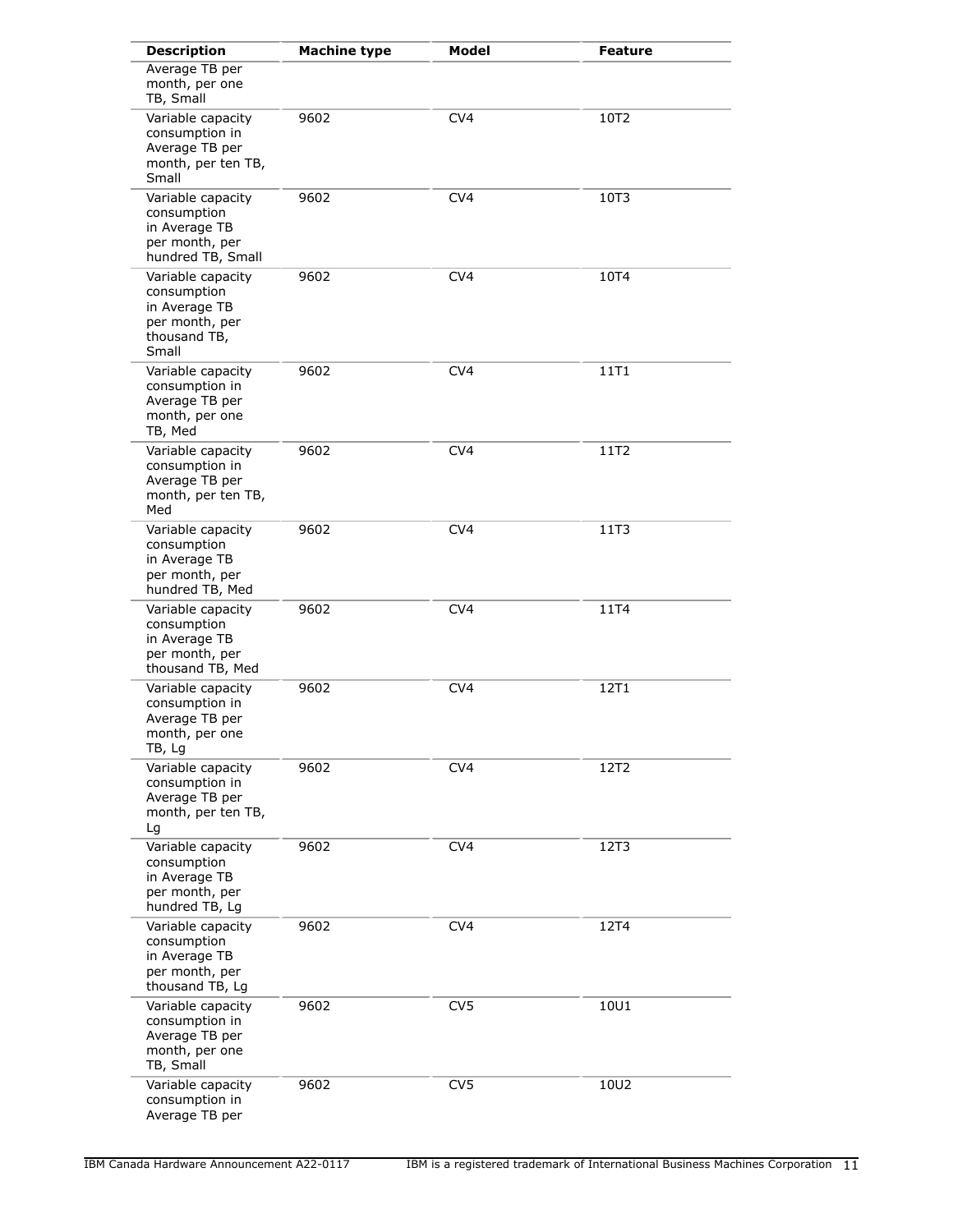| Description | Machine type | Model | Feature |
|---|---|---|---|
| Average TB per month, per one TB, Small | | | |
| Variable capacity consumption in Average TB per month, per ten TB, Small | 9602 | CV4 | 10T2 |
| Variable capacity consumption in Average TB per month, per hundred TB, Small | 9602 | CV4 | 10T3 |
| Variable capacity consumption in Average TB per month, per thousand TB, Small | 9602 | CV4 | 10T4 |
| Variable capacity consumption in Average TB per month, per one TB, Med | 9602 | CV4 | 11T1 |
| Variable capacity consumption in Average TB per month, per ten TB, Med | 9602 | CV4 | 11T2 |
| Variable capacity consumption in Average TB per month, per hundred TB, Med | 9602 | CV4 | 11T3 |
| Variable capacity consumption in Average TB per month, per thousand TB, Med | 9602 | CV4 | 11T4 |
| Variable capacity consumption in Average TB per month, per one TB, Lg | 9602 | CV4 | 12T1 |
| Variable capacity consumption in Average TB per month, per ten TB, Lg | 9602 | CV4 | 12T2 |
| Variable capacity consumption in Average TB per month, per hundred TB, Lg | 9602 | CV4 | 12T3 |
| Variable capacity consumption in Average TB per month, per thousand TB, Lg | 9602 | CV4 | 12T4 |
| Variable capacity consumption in Average TB per month, per one TB, Small | 9602 | CV5 | 10U1 |
| Variable capacity consumption in Average TB per | 9602 | CV5 | 10U2 |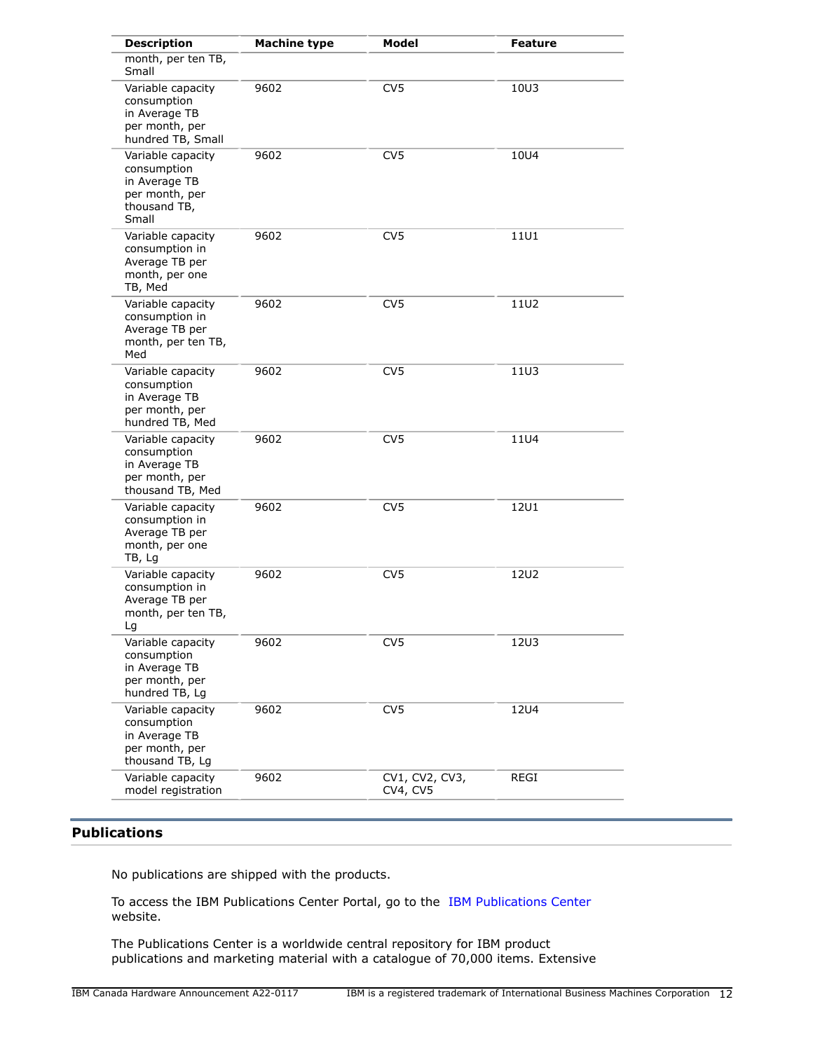| Description | Machine type | Model | Feature |
|---|---|---|---|
| month, per ten TB, Small | | | |
| Variable capacity consumption in Average TB per month, per hundred TB, Small | 9602 | CV5 | 10U3 |
| Variable capacity consumption in Average TB per month, per thousand TB, Small | 9602 | CV5 | 10U4 |
| Variable capacity consumption in Average TB per month, per one TB, Med | 9602 | CV5 | 11U1 |
| Variable capacity consumption in Average TB per month, per ten TB, Med | 9602 | CV5 | 11U2 |
| Variable capacity consumption in Average TB per month, per hundred TB, Med | 9602 | CV5 | 11U3 |
| Variable capacity consumption in Average TB per month, per thousand TB, Med | 9602 | CV5 | 11U4 |
| Variable capacity consumption in Average TB per month, per one TB, Lg | 9602 | CV5 | 12U1 |
| Variable capacity consumption in Average TB per month, per ten TB, Lg | 9602 | CV5 | 12U2 |
| Variable capacity consumption in Average TB per month, per hundred TB, Lg | 9602 | CV5 | 12U3 |
| Variable capacity consumption in Average TB per month, per thousand TB, Lg | 9602 | CV5 | 12U4 |
| Variable capacity model registration | 9602 | CV1, CV2, CV3, CV4, CV5 | REGI |

## Publications

No publications are shipped with the products.

To access the IBM Publications Center Portal, go to the IBM Publications Center website.

The Publications Center is a worldwide central repository for IBM product publications and marketing material with a catalogue of 70,000 items. Extensive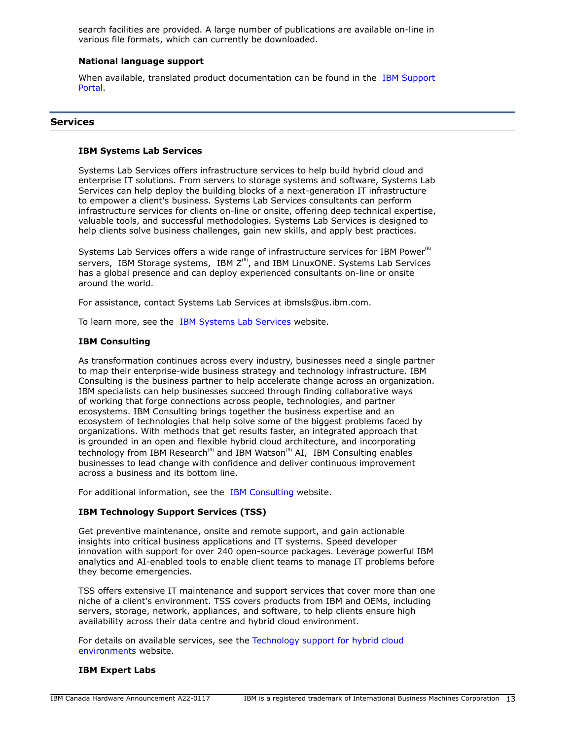search facilities are provided. A large number of publications are available on-line in various file formats, which can currently be downloaded.

**National language support**

When available, translated product documentation can be found in the IBM Support Portal.

## Services

### IBM Systems Lab Services

Systems Lab Services offers infrastructure services to help build hybrid cloud and enterprise IT solutions. From servers to storage systems and software, Systems Lab Services can help deploy the building blocks of a next-generation IT infrastructure to empower a client's business. Systems Lab Services consultants can perform infrastructure services for clients on-line or onsite, offering deep technical expertise, valuable tools, and successful methodologies. Systems Lab Services is designed to help clients solve business challenges, gain new skills, and apply best practices.

Systems Lab Services offers a wide range of infrastructure services for IBM Power(R) servers, IBM Storage systems, IBM Z(R), and IBM LinuxONE. Systems Lab Services has a global presence and can deploy experienced consultants on-line or onsite around the world.

For assistance, contact Systems Lab Services at ibmsls@us.ibm.com.

To learn more, see the IBM Systems Lab Services website.

### IBM Consulting

As transformation continues across every industry, businesses need a single partner to map their enterprise-wide business strategy and technology infrastructure. IBM Consulting is the business partner to help accelerate change across an organization. IBM specialists can help businesses succeed through finding collaborative ways of working that forge connections across people, technologies, and partner ecosystems. IBM Consulting brings together the business expertise and an ecosystem of technologies that help solve some of the biggest problems faced by organizations. With methods that get results faster, an integrated approach that is grounded in an open and flexible hybrid cloud architecture, and incorporating technology from IBM Research(R) and IBM Watson(R) AI, IBM Consulting enables businesses to lead change with confidence and deliver continuous improvement across a business and its bottom line.

For additional information, see the IBM Consulting website.

### IBM Technology Support Services (TSS)

Get preventive maintenance, onsite and remote support, and gain actionable insights into critical business applications and IT systems. Speed developer innovation with support for over 240 open-source packages. Leverage powerful IBM analytics and AI-enabled tools to enable client teams to manage IT problems before they become emergencies.

TSS offers extensive IT maintenance and support services that cover more than one niche of a client's environment. TSS covers products from IBM and OEMs, including servers, storage, network, appliances, and software, to help clients ensure high availability across their data centre and hybrid cloud environment.

For details on available services, see the Technology support for hybrid cloud environments website.

### IBM Expert Labs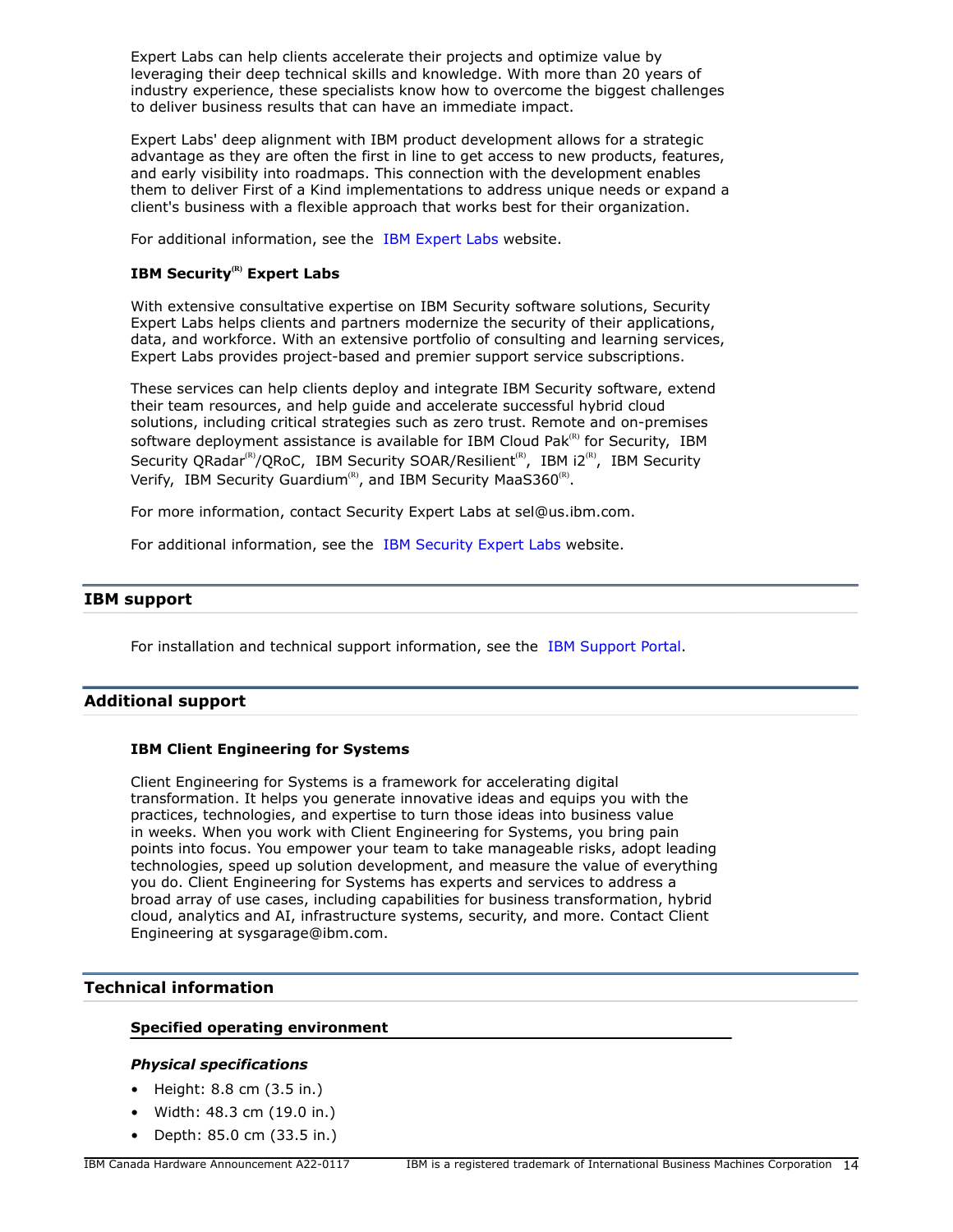Expert Labs can help clients accelerate their projects and optimize value by leveraging their deep technical skills and knowledge. With more than 20 years of industry experience, these specialists know how to overcome the biggest challenges to deliver business results that can have an immediate impact.

Expert Labs' deep alignment with IBM product development allows for a strategic advantage as they are often the first in line to get access to new products, features, and early visibility into roadmaps. This connection with the development enables them to deliver First of a Kind implementations to address unique needs or expand a client's business with a flexible approach that works best for their organization.

For additional information, see the IBM Expert Labs website.

### IBM Security(R) Expert Labs

With extensive consultative expertise on IBM Security software solutions, Security Expert Labs helps clients and partners modernize the security of their applications, data, and workforce. With an extensive portfolio of consulting and learning services, Expert Labs provides project-based and premier support service subscriptions.

These services can help clients deploy and integrate IBM Security software, extend their team resources, and help guide and accelerate successful hybrid cloud solutions, including critical strategies such as zero trust. Remote and on-premises software deployment assistance is available for IBM Cloud Pak(R) for Security, IBM Security QRadar(R)/QRoC, IBM Security SOAR/Resilient(R), IBM i2(R), IBM Security Verify, IBM Security Guardium(R), and IBM Security MaaS360(R).

For more information, contact Security Expert Labs at sel@us.ibm.com.

For additional information, see the IBM Security Expert Labs website.

## IBM support

For installation and technical support information, see the IBM Support Portal.

## Additional support

### IBM Client Engineering for Systems

Client Engineering for Systems is a framework for accelerating digital transformation. It helps you generate innovative ideas and equips you with the practices, technologies, and expertise to turn those ideas into business value in weeks. When you work with Client Engineering for Systems, you bring pain points into focus. You empower your team to take manageable risks, adopt leading technologies, speed up solution development, and measure the value of everything you do. Client Engineering for Systems has experts and services to address a broad array of use cases, including capabilities for business transformation, hybrid cloud, analytics and AI, infrastructure systems, security, and more. Contact Client Engineering at sysgarage@ibm.com.

## Technical information

### Specified operating environment

#### *Physical specifications*

- Height: 8.8 cm (3.5 in.)
- Width: 48.3 cm (19.0 in.)
- Depth: 85.0 cm (33.5 in.)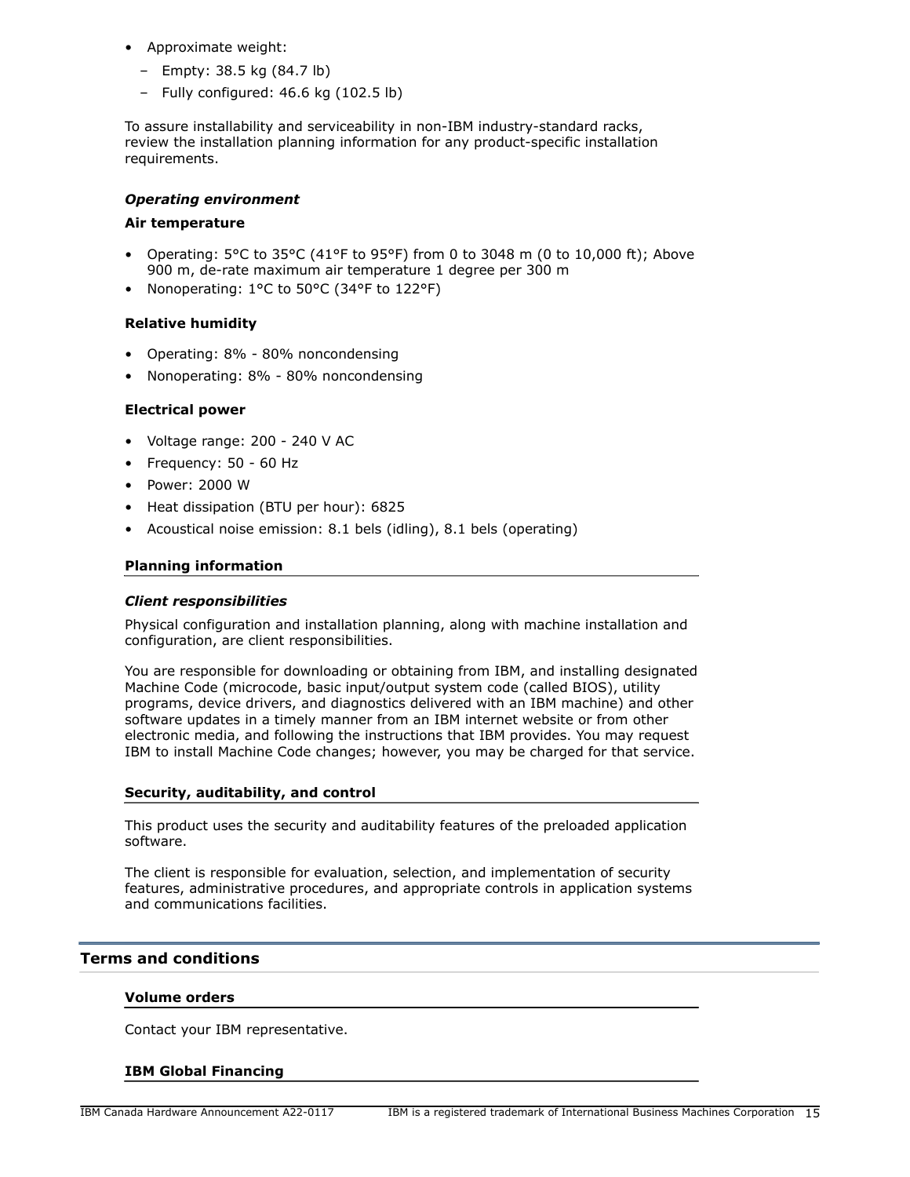- Approximate weight:
  - Empty: 38.5 kg (84.7 lb)
  - Fully configured: 46.6 kg (102.5 lb)

To assure installability and serviceability in non-IBM industry-standard racks, review the installation planning information for any product-specific installation requirements.

#### *Operating environment*

**Air temperature**

- Operating: 5°C to 35°C (41°F to 95°F) from 0 to 3048 m (0 to 10,000 ft); Above 900 m, de-rate maximum air temperature 1 degree per 300 m
- Nonoperating: 1°C to 50°C (34°F to 122°F)

**Relative humidity**

- Operating: 8% - 80% noncondensing
- Nonoperating: 8% - 80% noncondensing

**Electrical power**

- Voltage range: 200 - 240 V AC
- Frequency: 50 - 60 Hz
- Power: 2000 W
- Heat dissipation (BTU per hour): 6825
- Acoustical noise emission: 8.1 bels (idling), 8.1 bels (operating)

### Planning information

#### *Client responsibilities*

Physical configuration and installation planning, along with machine installation and configuration, are client responsibilities.

You are responsible for downloading or obtaining from IBM, and installing designated Machine Code (microcode, basic input/output system code (called BIOS), utility programs, device drivers, and diagnostics delivered with an IBM machine) and other software updates in a timely manner from an IBM internet website or from other electronic media, and following the instructions that IBM provides. You may request IBM to install Machine Code changes; however, you may be charged for that service.

### Security, auditability, and control

This product uses the security and auditability features of the preloaded application software.

The client is responsible for evaluation, selection, and implementation of security features, administrative procedures, and appropriate controls in application systems and communications facilities.

## Terms and conditions

### Volume orders

Contact your IBM representative.

### IBM Global Financing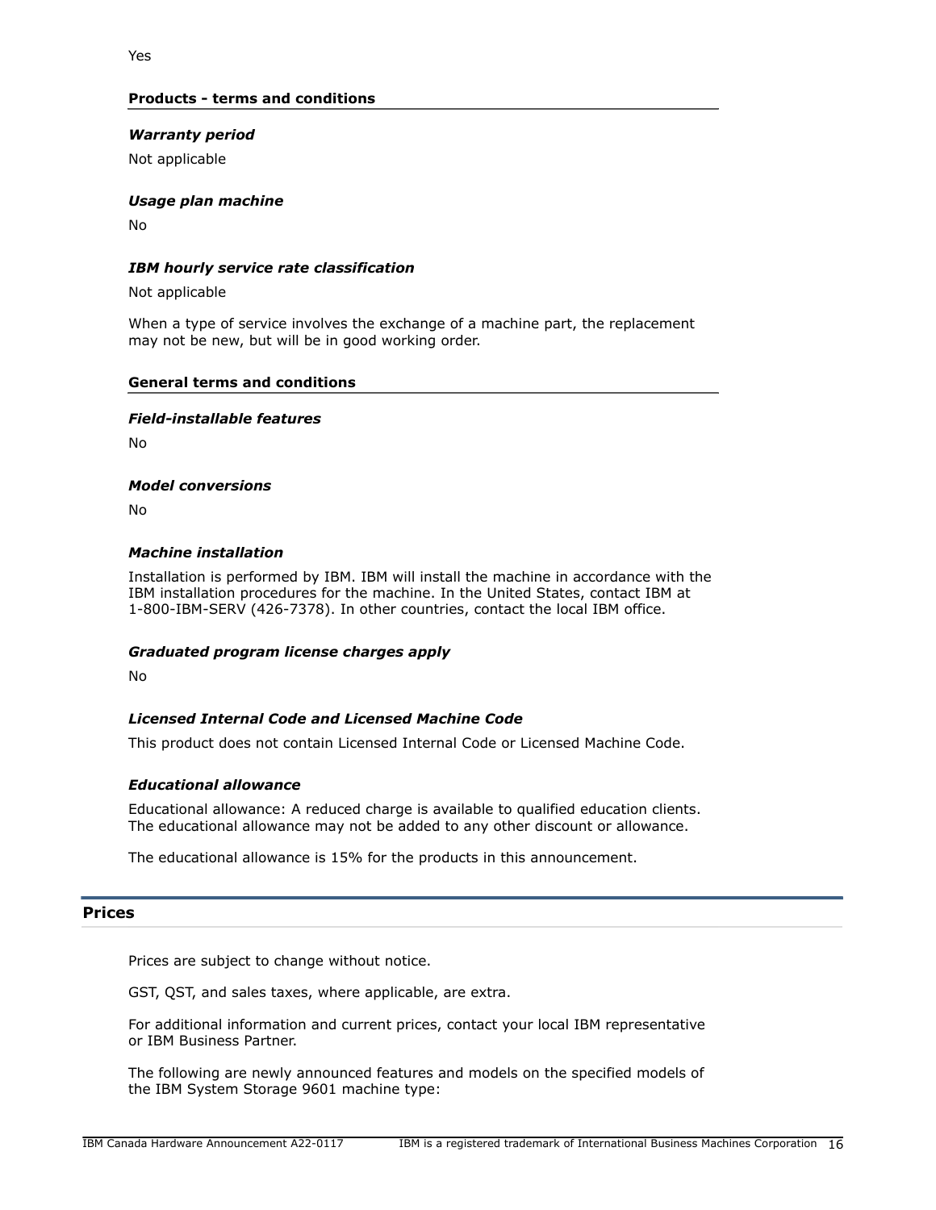Yes

### Products - terms and conditions

#### *Warranty period*

Not applicable

#### *Usage plan machine*

No

#### *IBM hourly service rate classification*

Not applicable

When a type of service involves the exchange of a machine part, the replacement may not be new, but will be in good working order.

### General terms and conditions

#### *Field-installable features*

No

#### *Model conversions*

No

#### *Machine installation*

Installation is performed by IBM. IBM will install the machine in accordance with the IBM installation procedures for the machine. In the United States, contact IBM at 1-800-IBM-SERV (426-7378). In other countries, contact the local IBM office.

#### *Graduated program license charges apply*

No

#### *Licensed Internal Code and Licensed Machine Code*

This product does not contain Licensed Internal Code or Licensed Machine Code.

#### *Educational allowance*

Educational allowance: A reduced charge is available to qualified education clients. The educational allowance may not be added to any other discount or allowance.

The educational allowance is 15% for the products in this announcement.

## Prices

Prices are subject to change without notice.

GST, QST, and sales taxes, where applicable, are extra.

For additional information and current prices, contact your local IBM representative or IBM Business Partner.

The following are newly announced features and models on the specified models of the IBM System Storage 9601 machine type: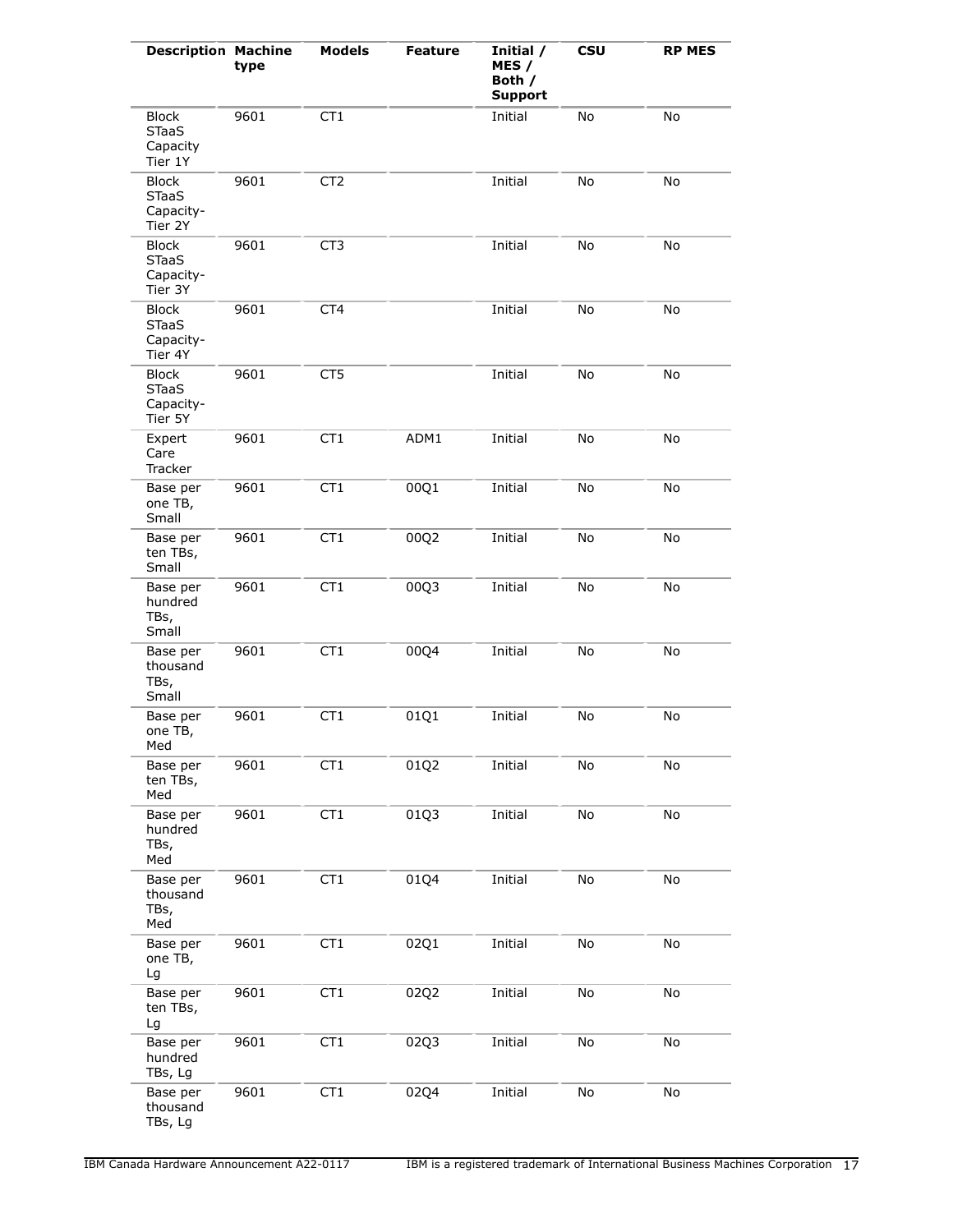| Description | Machine type | Models | Feature | Initial / MES / Both / Support | CSU | RP MES |
|---|---|---|---|---|---|---|
| Block STaaS Capacity Tier 1Y | 9601 | CT1 | | Initial | No | No |
| Block STaaS Capacity-Tier 2Y | 9601 | CT2 | | Initial | No | No |
| Block STaaS Capacity-Tier 3Y | 9601 | CT3 | | Initial | No | No |
| Block STaaS Capacity-Tier 4Y | 9601 | CT4 | | Initial | No | No |
| Block STaaS Capacity-Tier 5Y | 9601 | CT5 | | Initial | No | No |
| Expert Care Tracker | 9601 | CT1 | ADM1 | Initial | No | No |
| Base per one TB, Small | 9601 | CT1 | 00Q1 | Initial | No | No |
| Base per ten TBs, Small | 9601 | CT1 | 00Q2 | Initial | No | No |
| Base per hundred TBs, Small | 9601 | CT1 | 00Q3 | Initial | No | No |
| Base per thousand TBs, Small | 9601 | CT1 | 00Q4 | Initial | No | No |
| Base per one TB, Med | 9601 | CT1 | 01Q1 | Initial | No | No |
| Base per ten TBs, Med | 9601 | CT1 | 01Q2 | Initial | No | No |
| Base per hundred TBs, Med | 9601 | CT1 | 01Q3 | Initial | No | No |
| Base per thousand TBs, Med | 9601 | CT1 | 01Q4 | Initial | No | No |
| Base per one TB, Lg | 9601 | CT1 | 02Q1 | Initial | No | No |
| Base per ten TBs, Lg | 9601 | CT1 | 02Q2 | Initial | No | No |
| Base per hundred TBs, Lg | 9601 | CT1 | 02Q3 | Initial | No | No |
| Base per thousand TBs, Lg | 9601 | CT1 | 02Q4 | Initial | No | No |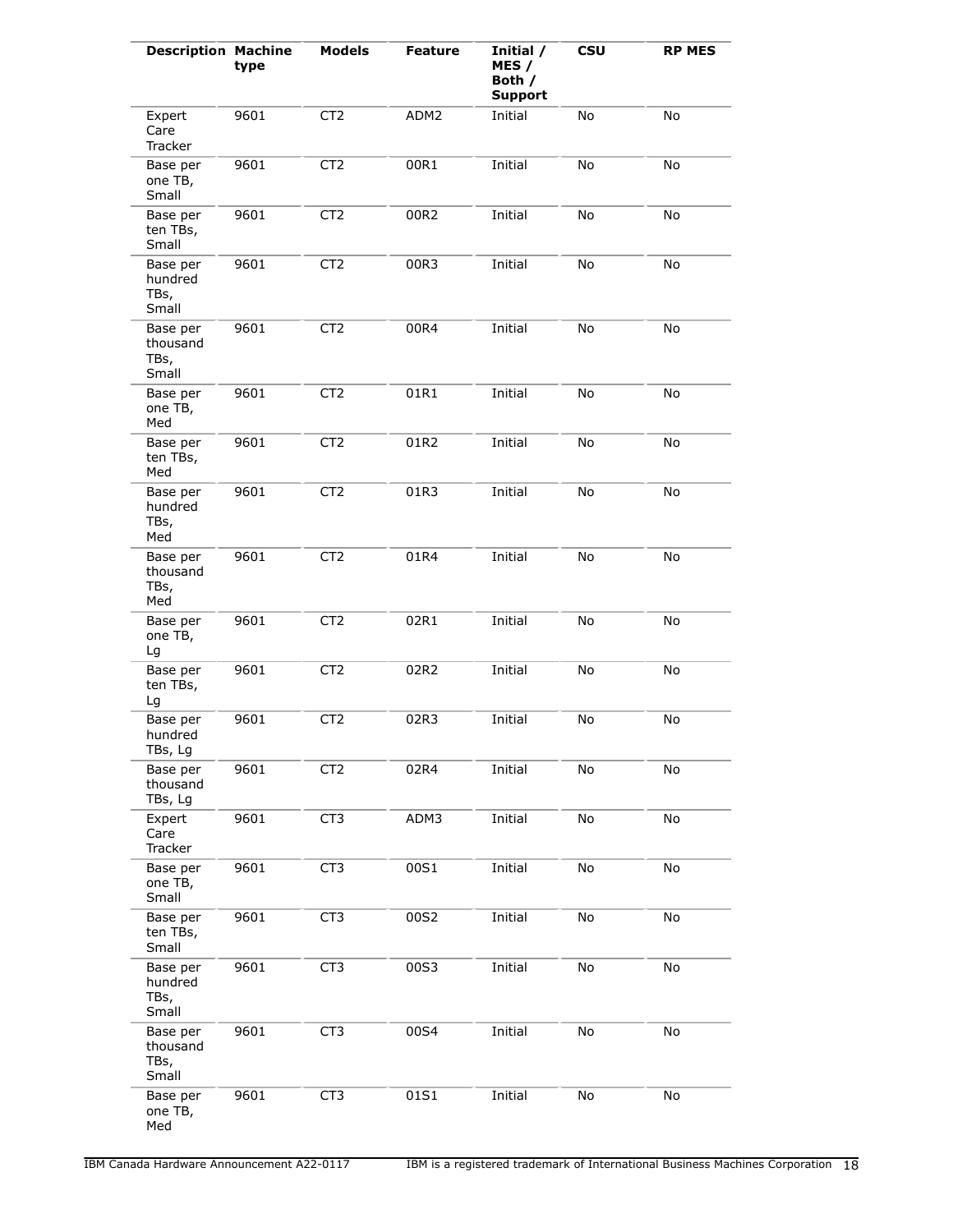| Description | Machine type | Models | Feature | Initial / MES / Both / Support | CSU | RP MES |
|---|---|---|---|---|---|---|
| Expert Care Tracker | 9601 | CT2 | ADM2 | Initial | No | No |
| Base per one TB, Small | 9601 | CT2 | 00R1 | Initial | No | No |
| Base per ten TBs, Small | 9601 | CT2 | 00R2 | Initial | No | No |
| Base per hundred TBs, Small | 9601 | CT2 | 00R3 | Initial | No | No |
| Base per thousand TBs, Small | 9601 | CT2 | 00R4 | Initial | No | No |
| Base per one TB, Med | 9601 | CT2 | 01R1 | Initial | No | No |
| Base per ten TBs, Med | 9601 | CT2 | 01R2 | Initial | No | No |
| Base per hundred TBs, Med | 9601 | CT2 | 01R3 | Initial | No | No |
| Base per thousand TBs, Med | 9601 | CT2 | 01R4 | Initial | No | No |
| Base per one TB, Lg | 9601 | CT2 | 02R1 | Initial | No | No |
| Base per ten TBs, Lg | 9601 | CT2 | 02R2 | Initial | No | No |
| Base per hundred TBs, Lg | 9601 | CT2 | 02R3 | Initial | No | No |
| Base per thousand TBs, Lg | 9601 | CT2 | 02R4 | Initial | No | No |
| Expert Care Tracker | 9601 | CT3 | ADM3 | Initial | No | No |
| Base per one TB, Small | 9601 | CT3 | 00S1 | Initial | No | No |
| Base per ten TBs, Small | 9601 | CT3 | 00S2 | Initial | No | No |
| Base per hundred TBs, Small | 9601 | CT3 | 00S3 | Initial | No | No |
| Base per thousand TBs, Small | 9601 | CT3 | 00S4 | Initial | No | No |
| Base per one TB, Med | 9601 | CT3 | 01S1 | Initial | No | No |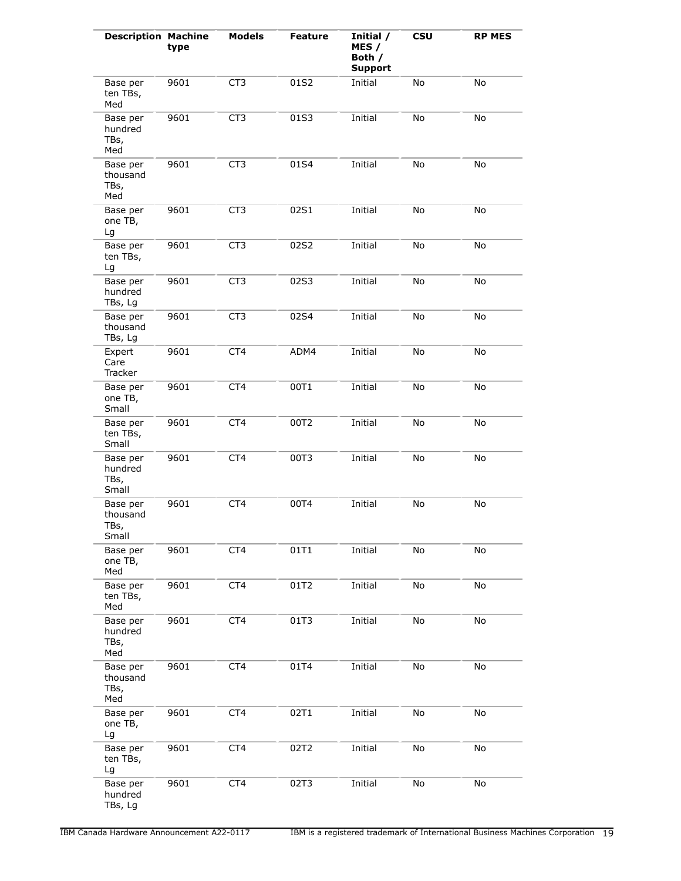| Description | Machine type | Models | Feature | Initial / MES / Both / Support | CSU | RP MES |
|---|---|---|---|---|---|---|
| Base per ten TBs, Med | 9601 | CT3 | 01S2 | Initial | No | No |
| Base per hundred TBs, Med | 9601 | CT3 | 01S3 | Initial | No | No |
| Base per thousand TBs, Med | 9601 | CT3 | 01S4 | Initial | No | No |
| Base per one TB, Lg | 9601 | CT3 | 02S1 | Initial | No | No |
| Base per ten TBs, Lg | 9601 | CT3 | 02S2 | Initial | No | No |
| Base per hundred TBs, Lg | 9601 | CT3 | 02S3 | Initial | No | No |
| Base per thousand TBs, Lg | 9601 | CT3 | 02S4 | Initial | No | No |
| Expert Care Tracker | 9601 | CT4 | ADM4 | Initial | No | No |
| Base per one TB, Small | 9601 | CT4 | 00T1 | Initial | No | No |
| Base per ten TBs, Small | 9601 | CT4 | 00T2 | Initial | No | No |
| Base per hundred TBs, Small | 9601 | CT4 | 00T3 | Initial | No | No |
| Base per thousand TBs, Small | 9601 | CT4 | 00T4 | Initial | No | No |
| Base per one TB, Med | 9601 | CT4 | 01T1 | Initial | No | No |
| Base per ten TBs, Med | 9601 | CT4 | 01T2 | Initial | No | No |
| Base per hundred TBs, Med | 9601 | CT4 | 01T3 | Initial | No | No |
| Base per thousand TBs, Med | 9601 | CT4 | 01T4 | Initial | No | No |
| Base per one TB, Lg | 9601 | CT4 | 02T1 | Initial | No | No |
| Base per ten TBs, Lg | 9601 | CT4 | 02T2 | Initial | No | No |
| Base per hundred TBs, Lg | 9601 | CT4 | 02T3 | Initial | No | No |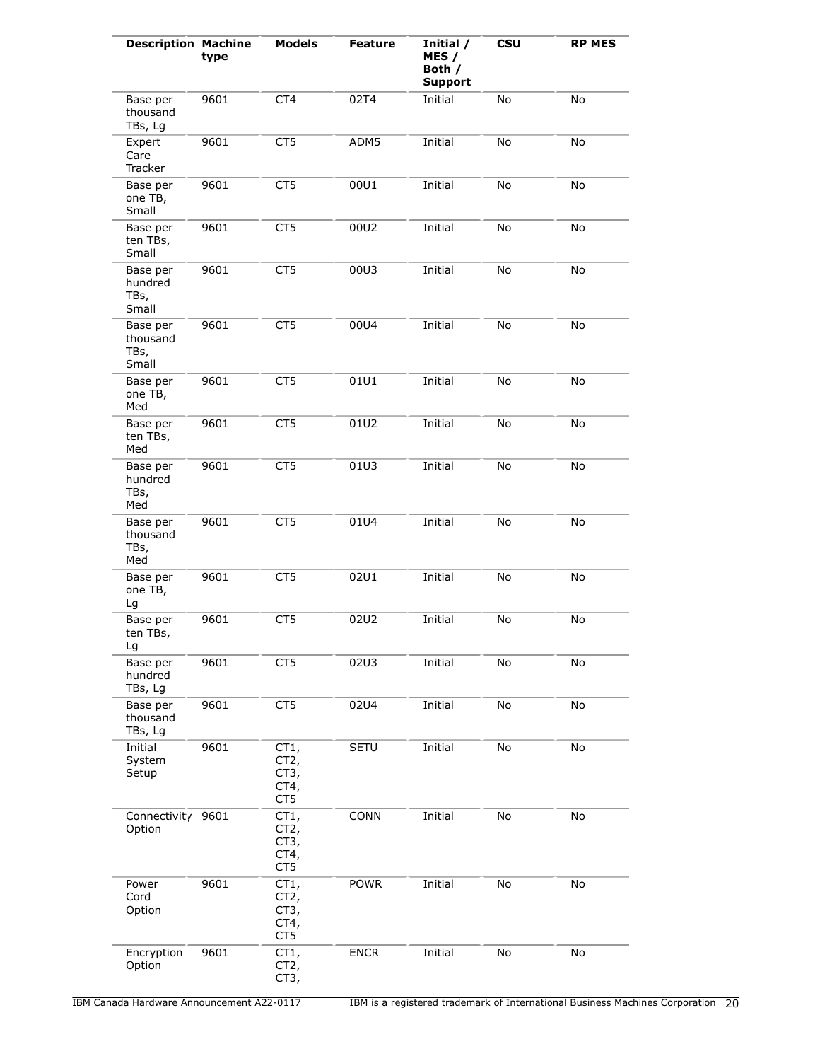| Description | Machine type | Models | Feature | Initial / MES / Both / Support | CSU | RP MES |
|---|---|---|---|---|---|---|
| Base per thousand TBs, Lg | 9601 | CT4 | 02T4 | Initial | No | No |
| Expert Care Tracker | 9601 | CT5 | ADM5 | Initial | No | No |
| Base per one TB, Small | 9601 | CT5 | 00U1 | Initial | No | No |
| Base per ten TBs, Small | 9601 | CT5 | 00U2 | Initial | No | No |
| Base per hundred TBs, Small | 9601 | CT5 | 00U3 | Initial | No | No |
| Base per thousand TBs, Small | 9601 | CT5 | 00U4 | Initial | No | No |
| Base per one TB, Med | 9601 | CT5 | 01U1 | Initial | No | No |
| Base per ten TBs, Med | 9601 | CT5 | 01U2 | Initial | No | No |
| Base per hundred TBs, Med | 9601 | CT5 | 01U3 | Initial | No | No |
| Base per thousand TBs, Med | 9601 | CT5 | 01U4 | Initial | No | No |
| Base per one TB, Lg | 9601 | CT5 | 02U1 | Initial | No | No |
| Base per ten TBs, Lg | 9601 | CT5 | 02U2 | Initial | No | No |
| Base per hundred TBs, Lg | 9601 | CT5 | 02U3 | Initial | No | No |
| Base per thousand TBs, Lg | 9601 | CT5 | 02U4 | Initial | No | No |
| Initial System Setup | 9601 | CT1, CT2, CT3, CT4, CT5 | SETU | Initial | No | No |
| Connectivity Option | 9601 | CT1, CT2, CT3, CT4, CT5 | CONN | Initial | No | No |
| Power Cord Option | 9601 | CT1, CT2, CT3, CT4, CT5 | POWR | Initial | No | No |
| Encryption Option | 9601 | CT1, CT2, CT3, | ENCR | Initial | No | No |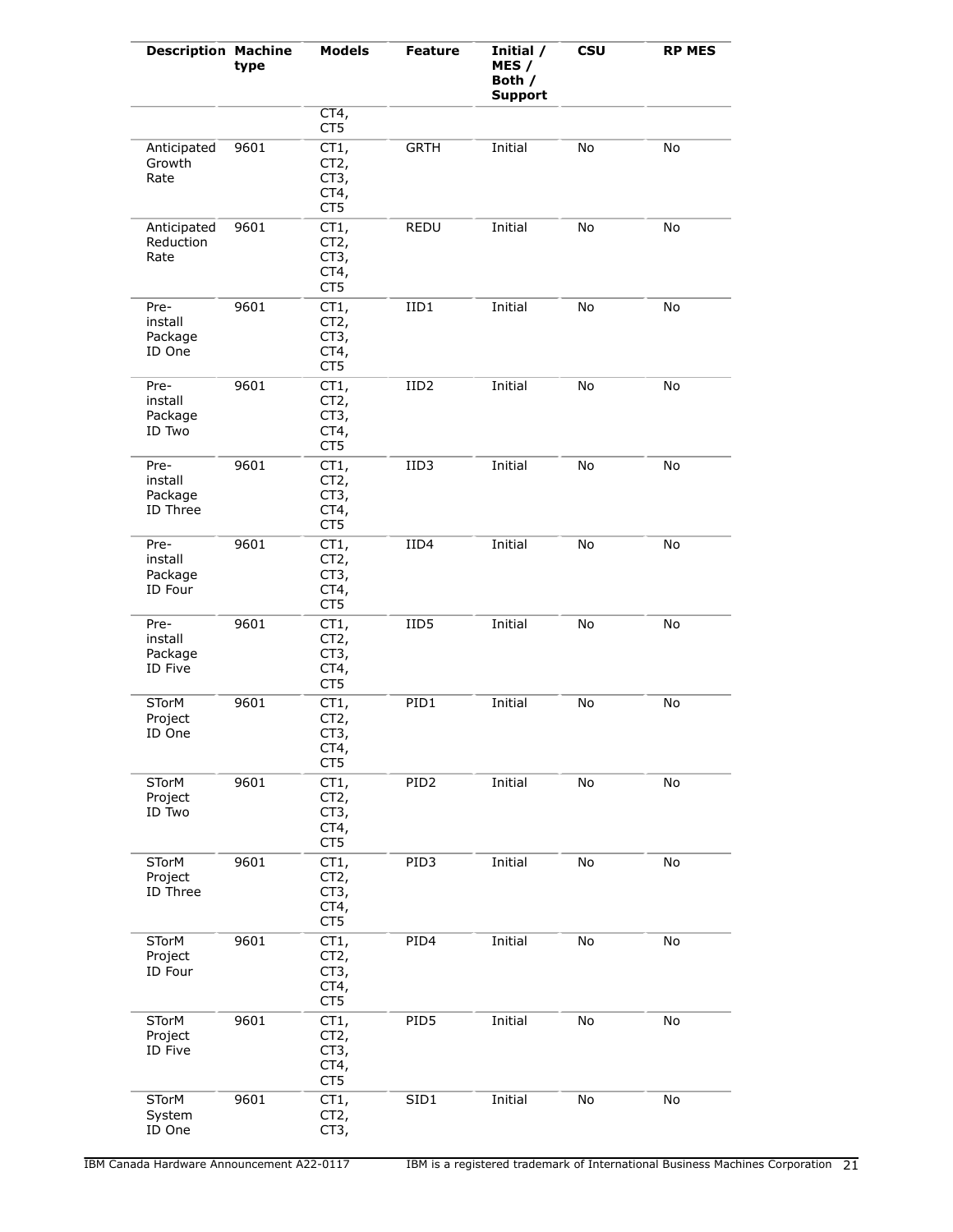| Description | Machine type | Models | Feature | Initial / MES / Both / Support | CSU | RP MES |
|---|---|---|---|---|---|---|
| | | CT4, CT5 | | | | |
| Anticipated Growth Rate | 9601 | CT1, CT2, CT3, CT4, CT5 | GRTH | Initial | No | No |
| Anticipated Reduction Rate | 9601 | CT1, CT2, CT3, CT4, CT5 | REDU | Initial | No | No |
| Pre-install Package ID One | 9601 | CT1, CT2, CT3, CT4, CT5 | IID1 | Initial | No | No |
| Pre-install Package ID Two | 9601 | CT1, CT2, CT3, CT4, CT5 | IID2 | Initial | No | No |
| Pre-install Package ID Three | 9601 | CT1, CT2, CT3, CT4, CT5 | IID3 | Initial | No | No |
| Pre-install Package ID Four | 9601 | CT1, CT2, CT3, CT4, CT5 | IID4 | Initial | No | No |
| Pre-install Package ID Five | 9601 | CT1, CT2, CT3, CT4, CT5 | IID5 | Initial | No | No |
| STorM Project ID One | 9601 | CT1, CT2, CT3, CT4, CT5 | PID1 | Initial | No | No |
| STorM Project ID Two | 9601 | CT1, CT2, CT3, CT4, CT5 | PID2 | Initial | No | No |
| STorM Project ID Three | 9601 | CT1, CT2, CT3, CT4, CT5 | PID3 | Initial | No | No |
| STorM Project ID Four | 9601 | CT1, CT2, CT3, CT4, CT5 | PID4 | Initial | No | No |
| STorM Project ID Five | 9601 | CT1, CT2, CT3, CT4, CT5 | PID5 | Initial | No | No |
| STorM System ID One | 9601 | CT1, CT2, CT3, | SID1 | Initial | No | No |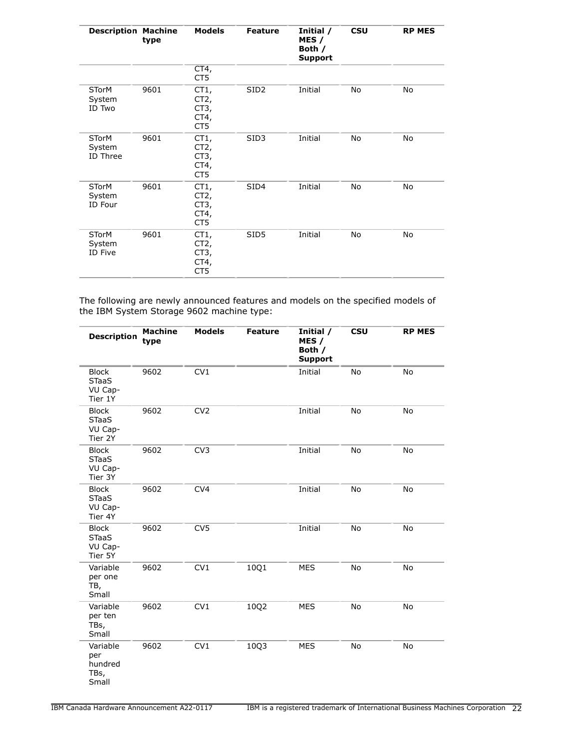| Description | Machine type | Models | Feature | Initial / MES / Both / Support | CSU | RP MES |
|---|---|---|---|---|---|---|
| | | CT4, CT5 | | | | |
| STorM System ID Two | 9601 | CT1, CT2, CT3, CT4, CT5 | SID2 | Initial | No | No |
| STorM System ID Three | 9601 | CT1, CT2, CT3, CT4, CT5 | SID3 | Initial | No | No |
| STorM System ID Four | 9601 | CT1, CT2, CT3, CT4, CT5 | SID4 | Initial | No | No |
| STorM System ID Five | 9601 | CT1, CT2, CT3, CT4, CT5 | SID5 | Initial | No | No |

The following are newly announced features and models on the specified models of the IBM System Storage 9602 machine type:

| Description | Machine type | Models | Feature | Initial / MES / Both / Support | CSU | RP MES |
|---|---|---|---|---|---|---|
| Block STaaS VU Cap-Tier 1Y | 9602 | CV1 | | Initial | No | No |
| Block STaaS VU Cap-Tier 2Y | 9602 | CV2 | | Initial | No | No |
| Block STaaS VU Cap-Tier 3Y | 9602 | CV3 | | Initial | No | No |
| Block STaaS VU Cap-Tier 4Y | 9602 | CV4 | | Initial | No | No |
| Block STaaS VU Cap-Tier 5Y | 9602 | CV5 | | Initial | No | No |
| Variable per one TB, Small | 9602 | CV1 | 10Q1 | MES | No | No |
| Variable per ten TBs, Small | 9602 | CV1 | 10Q2 | MES | No | No |
| Variable per hundred TBs, Small | 9602 | CV1 | 10Q3 | MES | No | No |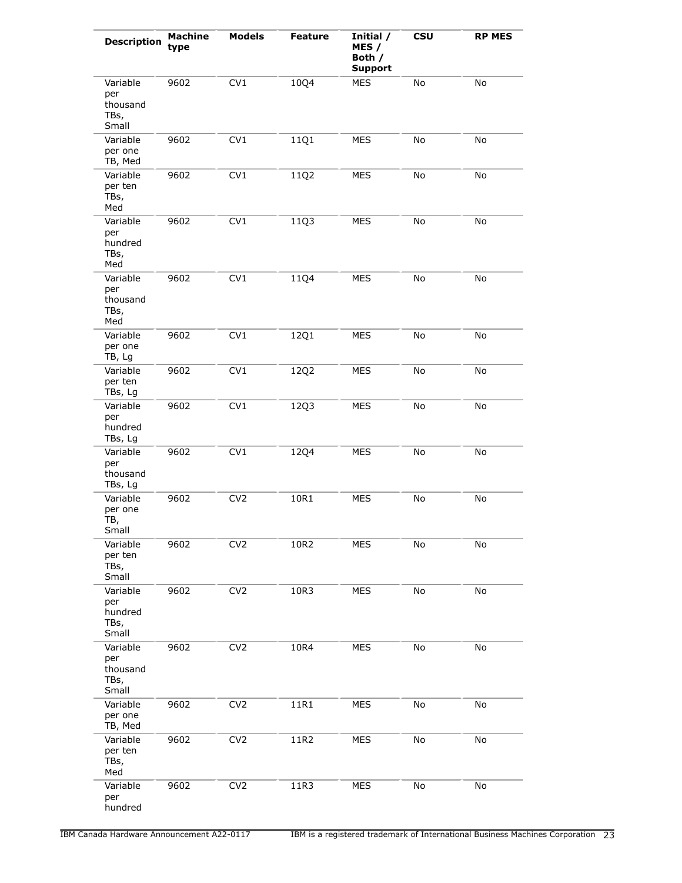| Description | Machine type | Models | Feature | Initial / MES / Both / Support | CSU | RP MES |
|---|---|---|---|---|---|---|
| Variable per thousand TBs, Small | 9602 | CV1 | 10Q4 | MES | No | No |
| Variable per one TB, Med | 9602 | CV1 | 11Q1 | MES | No | No |
| Variable per ten TBs, Med | 9602 | CV1 | 11Q2 | MES | No | No |
| Variable per hundred TBs, Med | 9602 | CV1 | 11Q3 | MES | No | No |
| Variable per thousand TBs, Med | 9602 | CV1 | 11Q4 | MES | No | No |
| Variable per one TB, Lg | 9602 | CV1 | 12Q1 | MES | No | No |
| Variable per ten TBs, Lg | 9602 | CV1 | 12Q2 | MES | No | No |
| Variable per hundred TBs, Lg | 9602 | CV1 | 12Q3 | MES | No | No |
| Variable per thousand TBs, Lg | 9602 | CV1 | 12Q4 | MES | No | No |
| Variable per one TB, Small | 9602 | CV2 | 10R1 | MES | No | No |
| Variable per ten TBs, Small | 9602 | CV2 | 10R2 | MES | No | No |
| Variable per hundred TBs, Small | 9602 | CV2 | 10R3 | MES | No | No |
| Variable per thousand TBs, Small | 9602 | CV2 | 10R4 | MES | No | No |
| Variable per one TB, Med | 9602 | CV2 | 11R1 | MES | No | No |
| Variable per ten TBs, Med | 9602 | CV2 | 11R2 | MES | No | No |
| Variable per hundred | 9602 | CV2 | 11R3 | MES | No | No |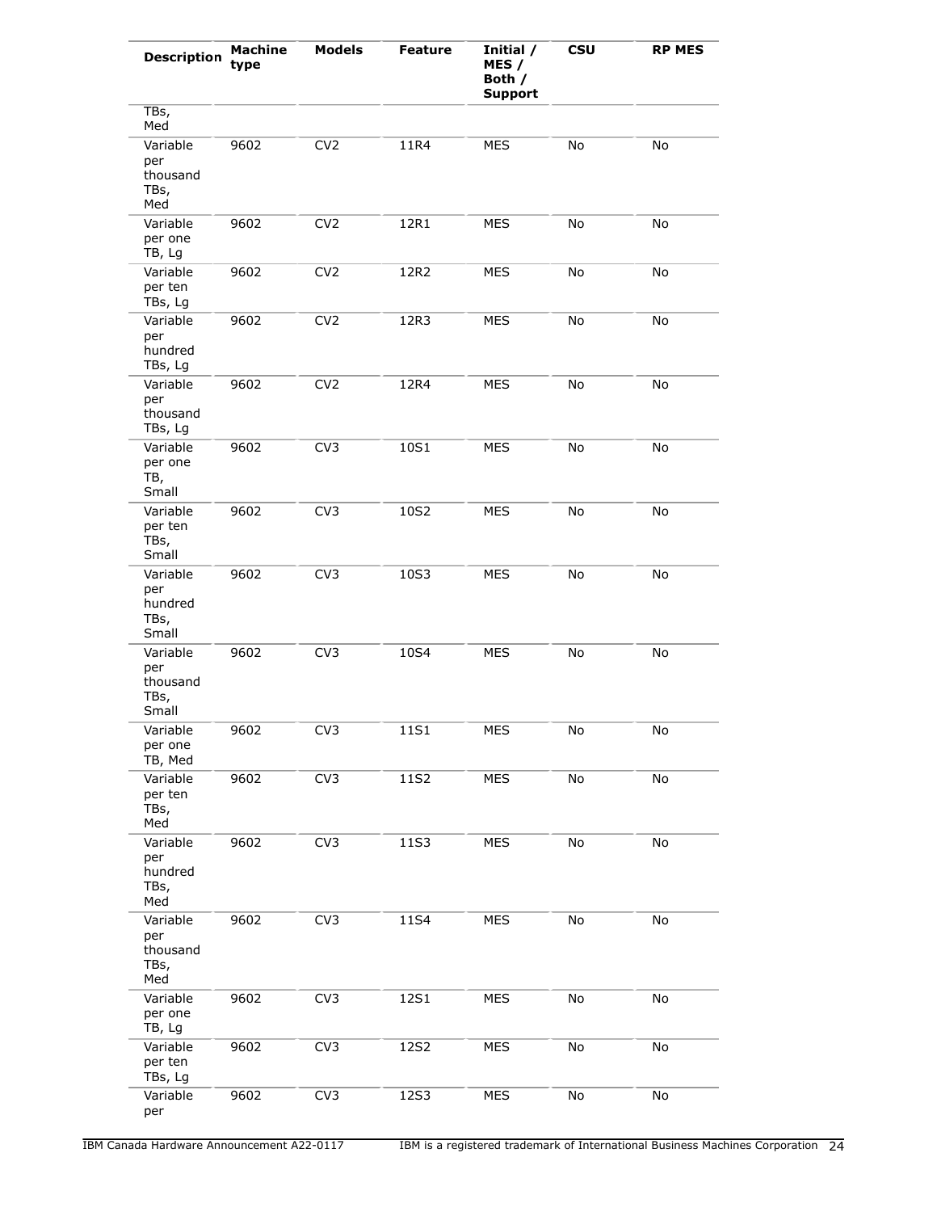| Description | Machine type | Models | Feature | Initial / MES / Both / Support | CSU | RP MES |
|---|---|---|---|---|---|---|
| TBs, Med | | | | | | |
| Variable per thousand TBs, Med | 9602 | CV2 | 11R4 | MES | No | No |
| Variable per one TB, Lg | 9602 | CV2 | 12R1 | MES | No | No |
| Variable per ten TBs, Lg | 9602 | CV2 | 12R2 | MES | No | No |
| Variable per hundred TBs, Lg | 9602 | CV2 | 12R3 | MES | No | No |
| Variable per thousand TBs, Lg | 9602 | CV2 | 12R4 | MES | No | No |
| Variable per one TB, Small | 9602 | CV3 | 10S1 | MES | No | No |
| Variable per ten TBs, Small | 9602 | CV3 | 10S2 | MES | No | No |
| Variable per hundred TBs, Small | 9602 | CV3 | 10S3 | MES | No | No |
| Variable per thousand TBs, Small | 9602 | CV3 | 10S4 | MES | No | No |
| Variable per one TB, Med | 9602 | CV3 | 11S1 | MES | No | No |
| Variable per ten TBs, Med | 9602 | CV3 | 11S2 | MES | No | No |
| Variable per hundred TBs, Med | 9602 | CV3 | 11S3 | MES | No | No |
| Variable per thousand TBs, Med | 9602 | CV3 | 11S4 | MES | No | No |
| Variable per one TB, Lg | 9602 | CV3 | 12S1 | MES | No | No |
| Variable per ten TBs, Lg | 9602 | CV3 | 12S2 | MES | No | No |
| Variable per | 9602 | CV3 | 12S3 | MES | No | No |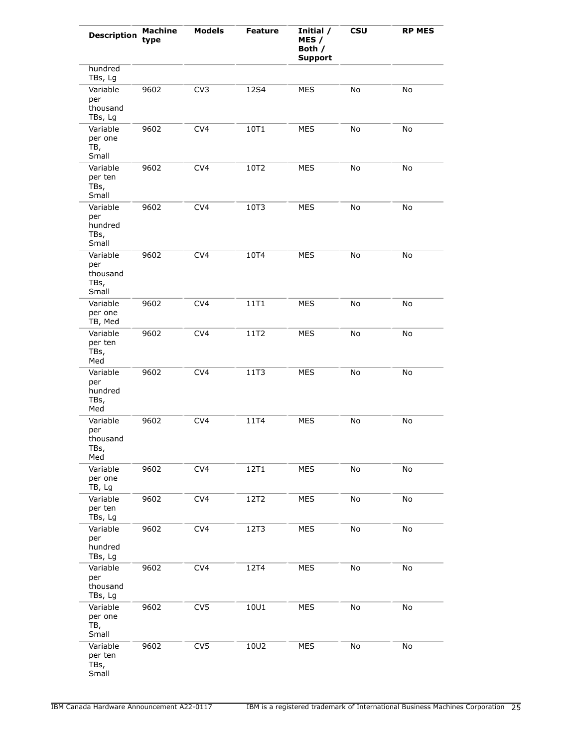| Description | Machine type | Models | Feature | Initial / MES / Both / Support | CSU | RP MES |
|---|---|---|---|---|---|---|
| hundred TBs, Lg | | | | | | |
| Variable per thousand TBs, Lg | 9602 | CV3 | 12S4 | MES | No | No |
| Variable per one TB, Small | 9602 | CV4 | 10T1 | MES | No | No |
| Variable per ten TBs, Small | 9602 | CV4 | 10T2 | MES | No | No |
| Variable per hundred TBs, Small | 9602 | CV4 | 10T3 | MES | No | No |
| Variable per thousand TBs, Small | 9602 | CV4 | 10T4 | MES | No | No |
| Variable per one TB, Med | 9602 | CV4 | 11T1 | MES | No | No |
| Variable per ten TBs, Med | 9602 | CV4 | 11T2 | MES | No | No |
| Variable per hundred TBs, Med | 9602 | CV4 | 11T3 | MES | No | No |
| Variable per thousand TBs, Med | 9602 | CV4 | 11T4 | MES | No | No |
| Variable per one TB, Lg | 9602 | CV4 | 12T1 | MES | No | No |
| Variable per ten TBs, Lg | 9602 | CV4 | 12T2 | MES | No | No |
| Variable per hundred TBs, Lg | 9602 | CV4 | 12T3 | MES | No | No |
| Variable per thousand TBs, Lg | 9602 | CV4 | 12T4 | MES | No | No |
| Variable per one TB, Small | 9602 | CV5 | 10U1 | MES | No | No |
| Variable per ten TBs, Small | 9602 | CV5 | 10U2 | MES | No | No |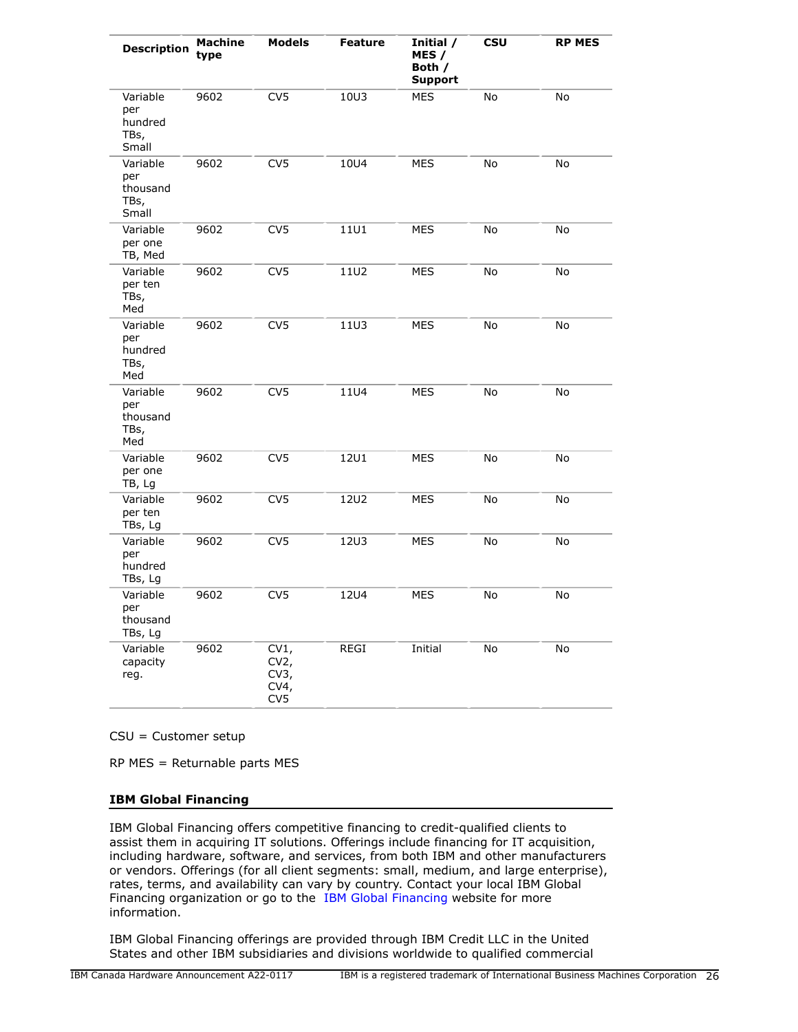| Description | Machine type | Models | Feature | Initial / MES / Both / Support | CSU | RP MES |
|---|---|---|---|---|---|---|
| Variable per hundred TBs, Small | 9602 | CV5 | 10U3 | MES | No | No |
| Variable per thousand TBs, Small | 9602 | CV5 | 10U4 | MES | No | No |
| Variable per one TB, Med | 9602 | CV5 | 11U1 | MES | No | No |
| Variable per ten TBs, Med | 9602 | CV5 | 11U2 | MES | No | No |
| Variable per hundred TBs, Med | 9602 | CV5 | 11U3 | MES | No | No |
| Variable per thousand TBs, Med | 9602 | CV5 | 11U4 | MES | No | No |
| Variable per one TB, Lg | 9602 | CV5 | 12U1 | MES | No | No |
| Variable per ten TBs, Lg | 9602 | CV5 | 12U2 | MES | No | No |
| Variable per hundred TBs, Lg | 9602 | CV5 | 12U3 | MES | No | No |
| Variable per thousand TBs, Lg | 9602 | CV5 | 12U4 | MES | No | No |
| Variable capacity reg. | 9602 | CV1, CV2, CV3, CV4, CV5 | REGI | Initial | No | No |

CSU = Customer setup

RP MES = Returnable parts MES

## IBM Global Financing

IBM Global Financing offers competitive financing to credit-qualified clients to assist them in acquiring IT solutions. Offerings include financing for IT acquisition, including hardware, software, and services, from both IBM and other manufacturers or vendors. Offerings (for all client segments: small, medium, and large enterprise), rates, terms, and availability can vary by country. Contact your local IBM Global Financing organization or go to the IBM Global Financing website for more information.

IBM Global Financing offerings are provided through IBM Credit LLC in the United States and other IBM subsidiaries and divisions worldwide to qualified commercial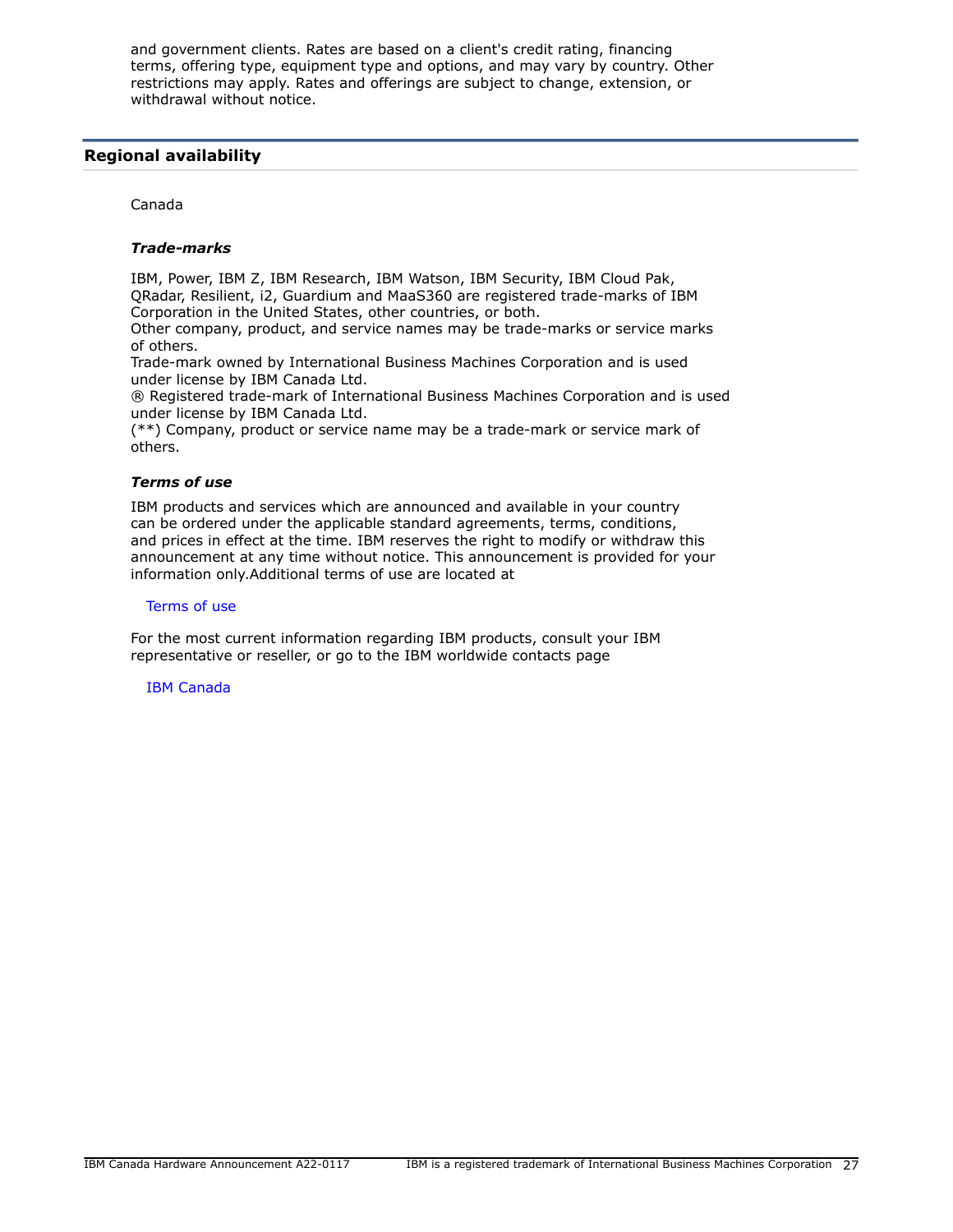and government clients. Rates are based on a client's credit rating, financing terms, offering type, equipment type and options, and may vary by country. Other restrictions may apply. Rates and offerings are subject to change, extension, or withdrawal without notice.

## Regional availability

Canada

### *Trade-marks*

IBM, Power, IBM Z, IBM Research, IBM Watson, IBM Security, IBM Cloud Pak, QRadar, Resilient, i2, Guardium and MaaS360 are registered trade-marks of IBM Corporation in the United States, other countries, or both.
Other company, product, and service names may be trade-marks or service marks of others.
Trade-mark owned by International Business Machines Corporation and is used under license by IBM Canada Ltd.
® Registered trade-mark of International Business Machines Corporation and is used under license by IBM Canada Ltd.
(**) Company, product or service name may be a trade-mark or service mark of others.

### *Terms of use*

IBM products and services which are announced and available in your country can be ordered under the applicable standard agreements, terms, conditions, and prices in effect at the time. IBM reserves the right to modify or withdraw this announcement at any time without notice. This announcement is provided for your information only.Additional terms of use are located at

Terms of use

For the most current information regarding IBM products, consult your IBM representative or reseller, or go to the IBM worldwide contacts page

IBM Canada